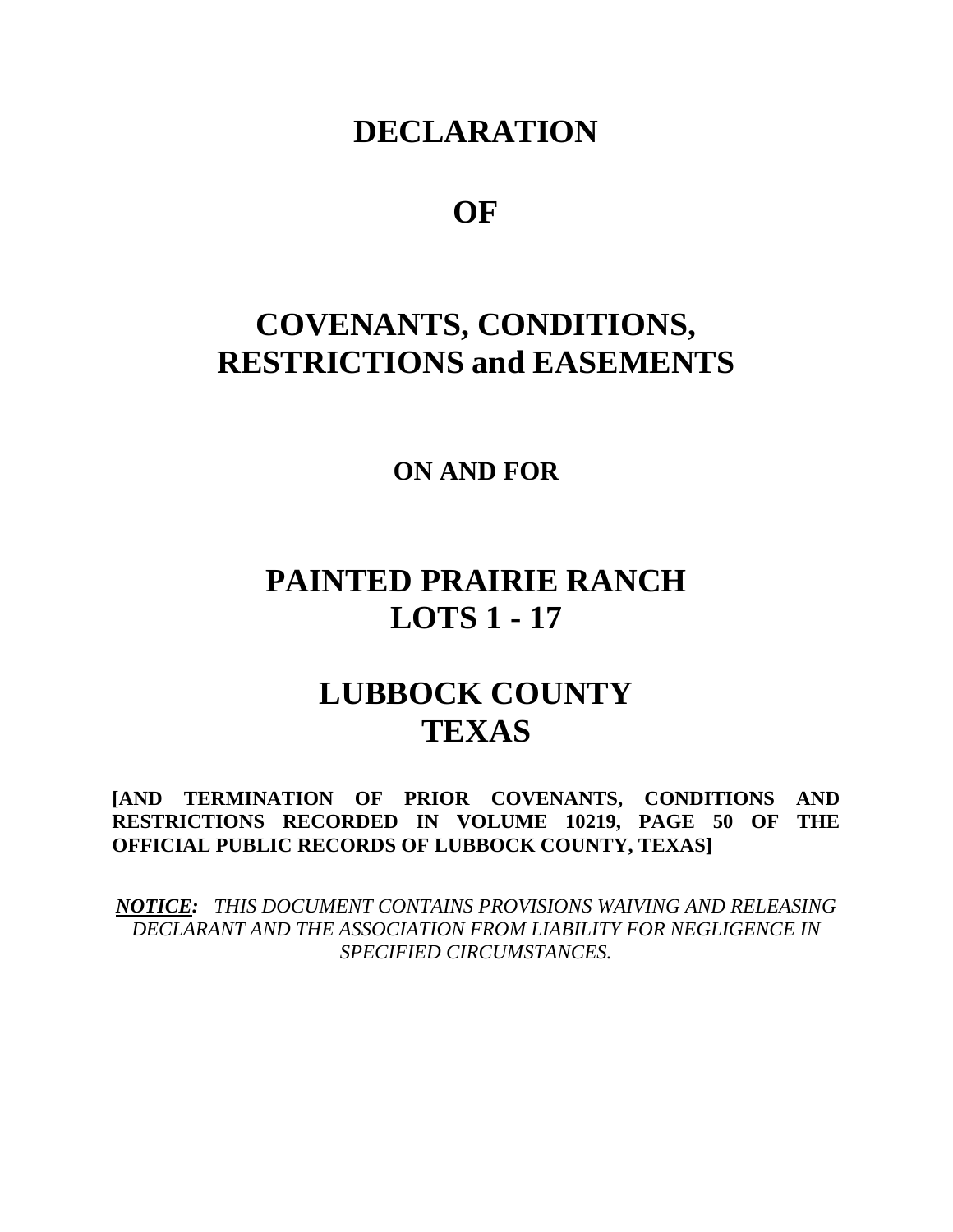# DECLARATION

# OF

# COVENANTS, CONDITIONS, RESTRICTIONS and EASEMENTS

## ON AND FOR

# PAINTED PRAIRIE RANCH LOTS 1 - 17

# LUBBOCK COUNTY TEXAS

**[AND TERMINATION OF PRIOR COVENANTS, CONDITIONS AND RESTRICTIONS RECORDED IN VOLUME 10219, PAGE 50 OF THE OFFICIAL PUBLIC RECORDS OF LUBBOCK COUNTY, TEXAS]**

***NOTICE:*** *THIS DOCUMENT CONTAINS PROVISIONS WAIVING AND RELEASING DECLARANT AND THE ASSOCIATION FROM LIABILITY FOR NEGLIGENCE IN SPECIFIED CIRCUMSTANCES.*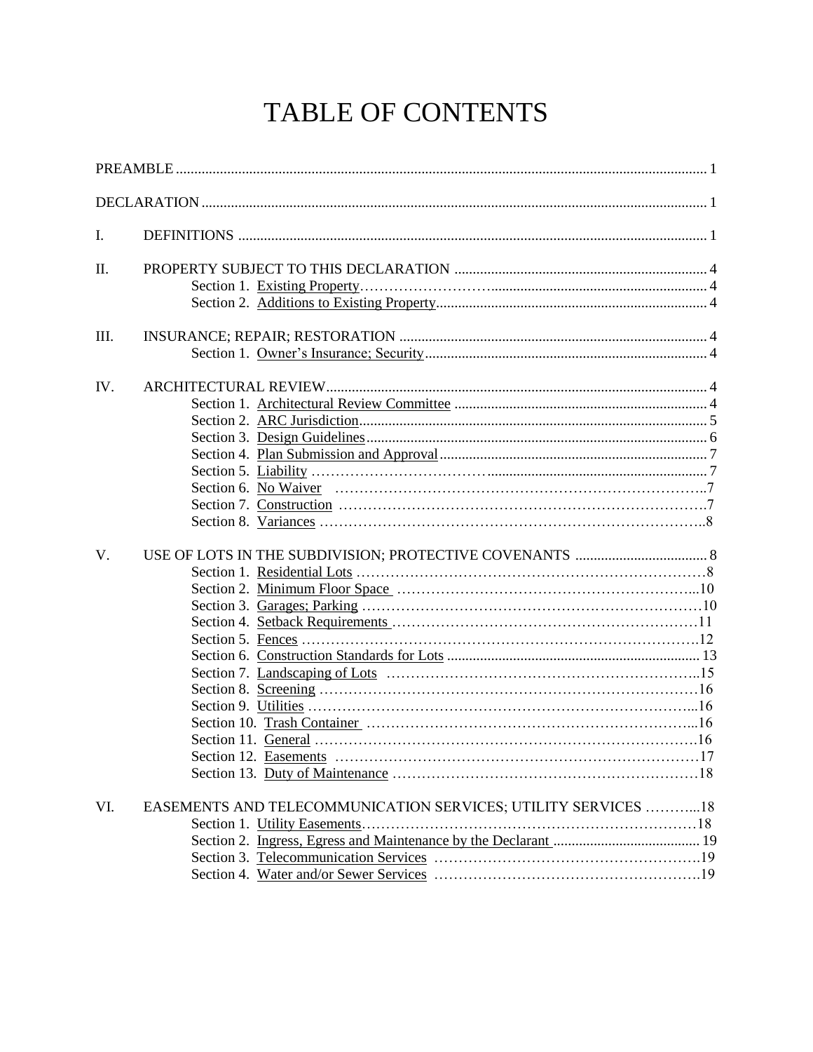# TABLE OF CONTENTS

PREAMBLE ... 1

DECLARATION ... 1

I. DEFINITIONS ... 1

II. PROPERTY SUBJECT TO THIS DECLARATION ... 4
- Section 1. Existing Property ... 4
- Section 2. Additions to Existing Property ... 4

III. INSURANCE; REPAIR; RESTORATION ... 4
- Section 1. Owner's Insurance; Security ... 4

IV. ARCHITECTURAL REVIEW ... 4
- Section 1. Architectural Review Committee ... 4
- Section 2. ARC Jurisdiction ... 5
- Section 3. Design Guidelines ... 6
- Section 4. Plan Submission and Approval ... 7
- Section 5. Liability ... 7
- Section 6. No Waiver ... 7
- Section 7. Construction ... 7
- Section 8. Variances ... 8

V. USE OF LOTS IN THE SUBDIVISION; PROTECTIVE COVENANTS ... 8
- Section 1. Residential Lots ... 8
- Section 2. Minimum Floor Space ... 10
- Section 3. Garages; Parking ... 10
- Section 4. Setback Requirements ... 11
- Section 5. Fences ... 12
- Section 6. Construction Standards for Lots ... 13
- Section 7. Landscaping of Lots ... 15
- Section 8. Screening ... 16
- Section 9. Utilities ... 16
- Section 10. Trash Container ... 16
- Section 11. General ... 16
- Section 12. Easements ... 17
- Section 13. Duty of Maintenance ... 18

VI. EASEMENTS AND TELECOMMUNICATION SERVICES; UTILITY SERVICES ... 18
- Section 1. Utility Easements ... 18
- Section 2. Ingress, Egress and Maintenance by the Declarant ... 19
- Section 3. Telecommunication Services ... 19
- Section 4. Water and/or Sewer Services ... 19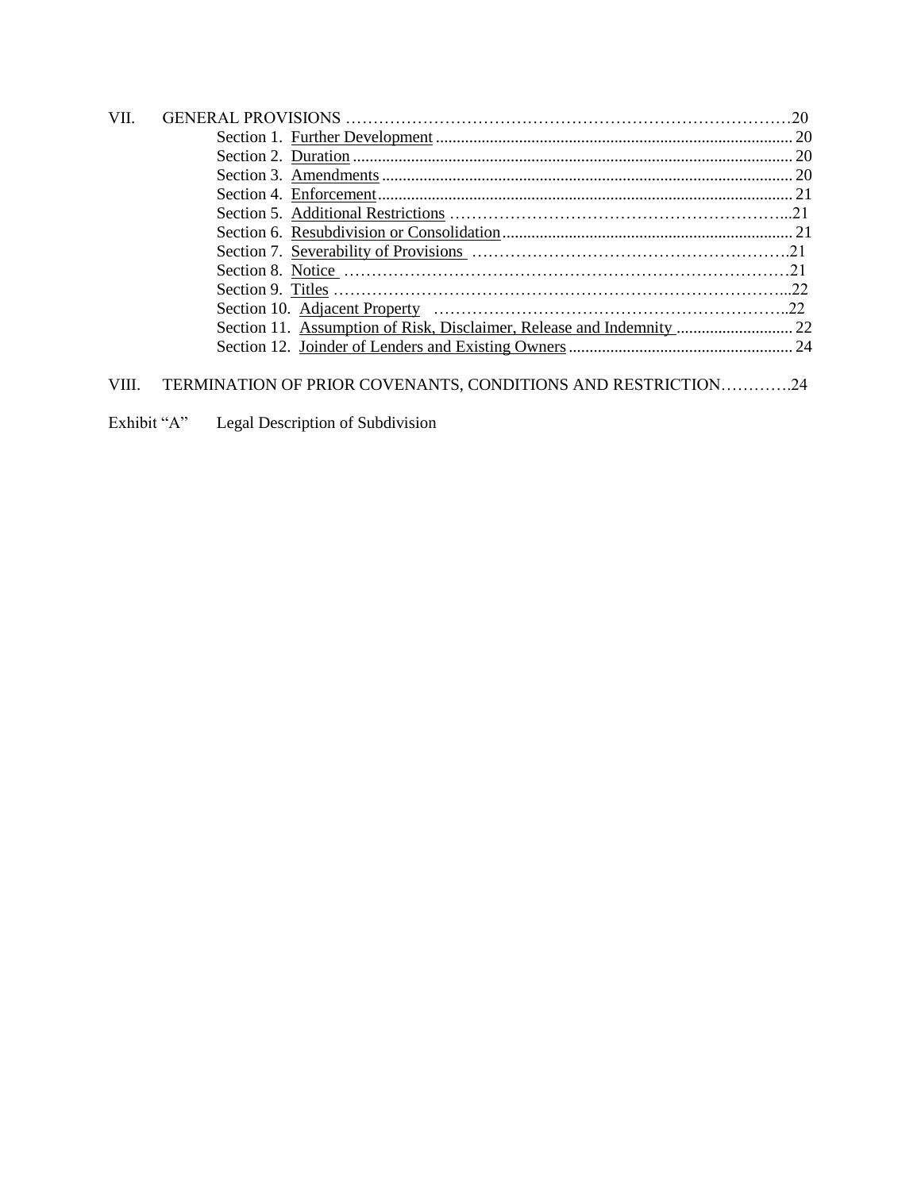| | | |
|---|---|---|
| VII. | GENERAL PROVISIONS | 20 |
| | Section 1. Further Development | 20 |
| | Section 2. Duration | 20 |
| | Section 3. Amendments | 20 |
| | Section 4. Enforcement | 21 |
| | Section 5. Additional Restrictions | 21 |
| | Section 6. Resubdivision or Consolidation | 21 |
| | Section 7. Severability of Provisions | 21 |
| | Section 8. Notice | 21 |
| | Section 9. Titles | 22 |
| | Section 10. Adjacent Property | 22 |
| | Section 11. Assumption of Risk, Disclaimer, Release and Indemnity | 22 |
| | Section 12. Joinder of Lenders and Existing Owners | 24 |
| VIII. | TERMINATION OF PRIOR COVENANTS, CONDITIONS AND RESTRICTION | 24 |

Exhibit "A" Legal Description of Subdivision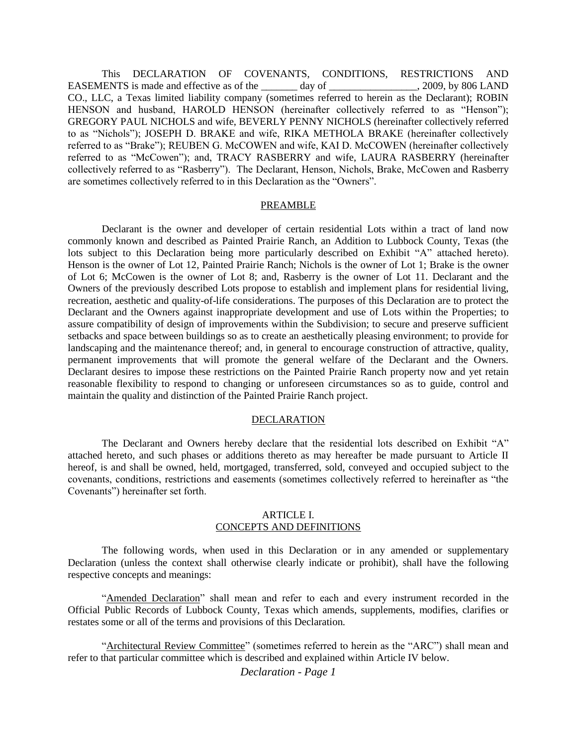This DECLARATION OF COVENANTS, CONDITIONS, RESTRICTIONS AND EASEMENTS is made and effective as of the _______ day of _________________, 2009, by 806 LAND CO., LLC, a Texas limited liability company (sometimes referred to herein as the Declarant); ROBIN HENSON and husband, HAROLD HENSON (hereinafter collectively referred to as "Henson"); GREGORY PAUL NICHOLS and wife, BEVERLY PENNY NICHOLS (hereinafter collectively referred to as "Nichols"); JOSEPH D. BRAKE and wife, RIKA METHOLA BRAKE (hereinafter collectively referred to as "Brake"); REUBEN G. McCOWEN and wife, KAI D. McCOWEN (hereinafter collectively referred to as "McCowen"); and, TRACY RASBERRY and wife, LAURA RASBERRY (hereinafter collectively referred to as "Rasberry"). The Declarant, Henson, Nichols, Brake, McCowen and Rasberry are sometimes collectively referred to in this Declaration as the "Owners".

## PREAMBLE

Declarant is the owner and developer of certain residential Lots within a tract of land now commonly known and described as Painted Prairie Ranch, an Addition to Lubbock County, Texas (the lots subject to this Declaration being more particularly described on Exhibit "A" attached hereto). Henson is the owner of Lot 12, Painted Prairie Ranch; Nichols is the owner of Lot 1; Brake is the owner of Lot 6; McCowen is the owner of Lot 8; and, Rasberry is the owner of Lot 11. Declarant and the Owners of the previously described Lots propose to establish and implement plans for residential living, recreation, aesthetic and quality-of-life considerations. The purposes of this Declaration are to protect the Declarant and the Owners against inappropriate development and use of Lots within the Properties; to assure compatibility of design of improvements within the Subdivision; to secure and preserve sufficient setbacks and space between buildings so as to create an aesthetically pleasing environment; to provide for landscaping and the maintenance thereof; and, in general to encourage construction of attractive, quality, permanent improvements that will promote the general welfare of the Declarant and the Owners. Declarant desires to impose these restrictions on the Painted Prairie Ranch property now and yet retain reasonable flexibility to respond to changing or unforeseen circumstances so as to guide, control and maintain the quality and distinction of the Painted Prairie Ranch project.

## DECLARATION

The Declarant and Owners hereby declare that the residential lots described on Exhibit "A" attached hereto, and such phases or additions thereto as may hereafter be made pursuant to Article II hereof, is and shall be owned, held, mortgaged, transferred, sold, conveyed and occupied subject to the covenants, conditions, restrictions and easements (sometimes collectively referred to hereinafter as "the Covenants") hereinafter set forth.

## ARTICLE I.
## CONCEPTS AND DEFINITIONS

The following words, when used in this Declaration or in any amended or supplementary Declaration (unless the context shall otherwise clearly indicate or prohibit), shall have the following respective concepts and meanings:

"Amended Declaration" shall mean and refer to each and every instrument recorded in the Official Public Records of Lubbock County, Texas which amends, supplements, modifies, clarifies or restates some or all of the terms and provisions of this Declaration.

"Architectural Review Committee" (sometimes referred to herein as the "ARC") shall mean and refer to that particular committee which is described and explained within Article IV below.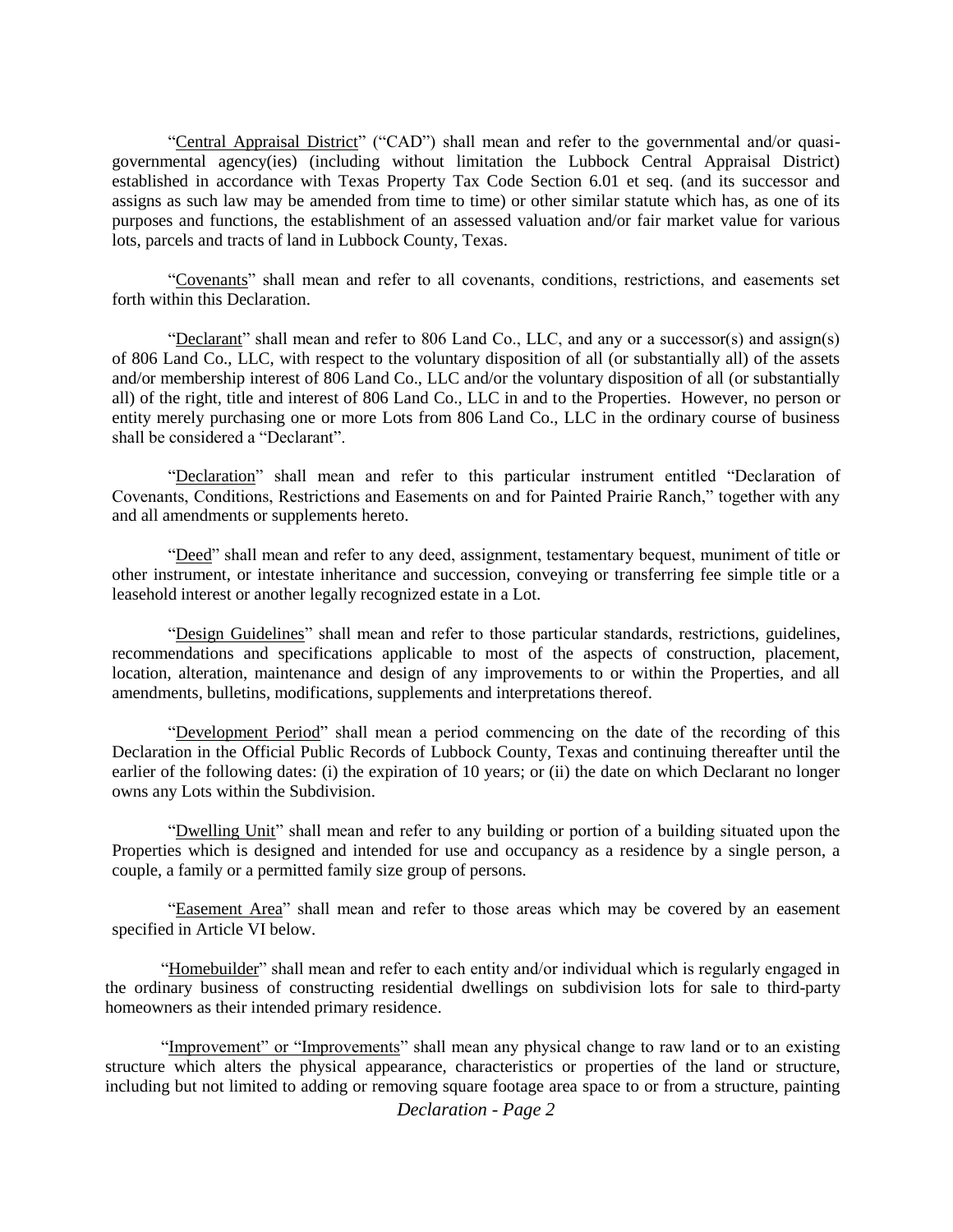"Central Appraisal District" ("CAD") shall mean and refer to the governmental and/or quasi-governmental agency(ies) (including without limitation the Lubbock Central Appraisal District) established in accordance with Texas Property Tax Code Section 6.01 et seq. (and its successor and assigns as such law may be amended from time to time) or other similar statute which has, as one of its purposes and functions, the establishment of an assessed valuation and/or fair market value for various lots, parcels and tracts of land in Lubbock County, Texas.

"Covenants" shall mean and refer to all covenants, conditions, restrictions, and easements set forth within this Declaration.

"Declarant" shall mean and refer to 806 Land Co., LLC, and any or a successor(s) and assign(s) of 806 Land Co., LLC, with respect to the voluntary disposition of all (or substantially all) of the assets and/or membership interest of 806 Land Co., LLC and/or the voluntary disposition of all (or substantially all) of the right, title and interest of 806 Land Co., LLC in and to the Properties. However, no person or entity merely purchasing one or more Lots from 806 Land Co., LLC in the ordinary course of business shall be considered a "Declarant".

"Declaration" shall mean and refer to this particular instrument entitled "Declaration of Covenants, Conditions, Restrictions and Easements on and for Painted Prairie Ranch," together with any and all amendments or supplements hereto.

"Deed" shall mean and refer to any deed, assignment, testamentary bequest, muniment of title or other instrument, or intestate inheritance and succession, conveying or transferring fee simple title or a leasehold interest or another legally recognized estate in a Lot.

"Design Guidelines" shall mean and refer to those particular standards, restrictions, guidelines, recommendations and specifications applicable to most of the aspects of construction, placement, location, alteration, maintenance and design of any improvements to or within the Properties, and all amendments, bulletins, modifications, supplements and interpretations thereof.

"Development Period" shall mean a period commencing on the date of the recording of this Declaration in the Official Public Records of Lubbock County, Texas and continuing thereafter until the earlier of the following dates: (i) the expiration of 10 years; or (ii) the date on which Declarant no longer owns any Lots within the Subdivision.

"Dwelling Unit" shall mean and refer to any building or portion of a building situated upon the Properties which is designed and intended for use and occupancy as a residence by a single person, a couple, a family or a permitted family size group of persons.

"Easement Area" shall mean and refer to those areas which may be covered by an easement specified in Article VI below.

"Homebuilder" shall mean and refer to each entity and/or individual which is regularly engaged in the ordinary business of constructing residential dwellings on subdivision lots for sale to third-party homeowners as their intended primary residence.

"Improvement" or "Improvements" shall mean any physical change to raw land or to an existing structure which alters the physical appearance, characteristics or properties of the land or structure, including but not limited to adding or removing square footage area space to or from a structure, painting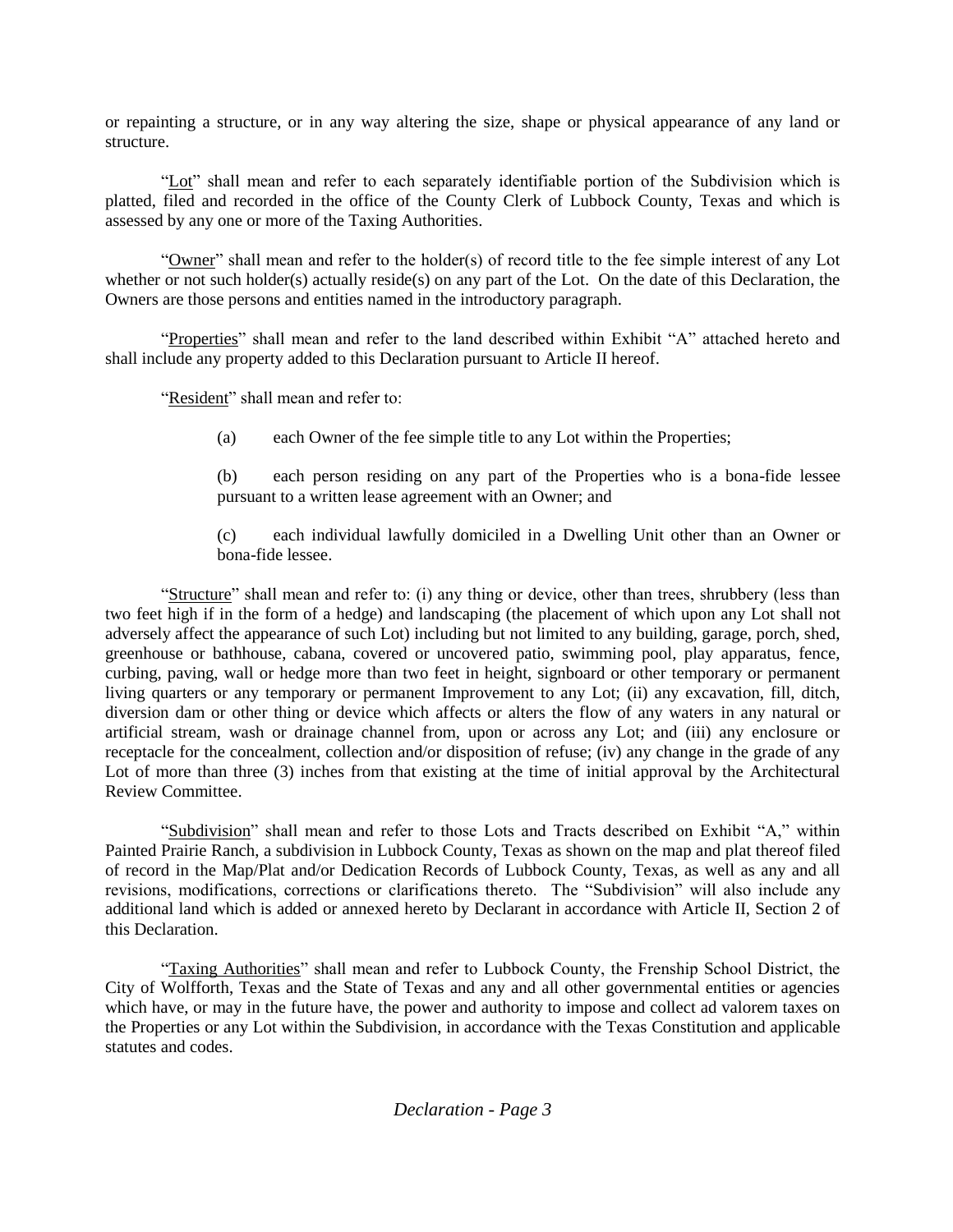or repainting a structure, or in any way altering the size, shape or physical appearance of any land or structure.

"Lot" shall mean and refer to each separately identifiable portion of the Subdivision which is platted, filed and recorded in the office of the County Clerk of Lubbock County, Texas and which is assessed by any one or more of the Taxing Authorities.

"Owner" shall mean and refer to the holder(s) of record title to the fee simple interest of any Lot whether or not such holder(s) actually reside(s) on any part of the Lot. On the date of this Declaration, the Owners are those persons and entities named in the introductory paragraph.

"Properties" shall mean and refer to the land described within Exhibit "A" attached hereto and shall include any property added to this Declaration pursuant to Article II hereof.

"Resident" shall mean and refer to:

(a) each Owner of the fee simple title to any Lot within the Properties;

(b) each person residing on any part of the Properties who is a bona-fide lessee pursuant to a written lease agreement with an Owner; and

(c) each individual lawfully domiciled in a Dwelling Unit other than an Owner or bona-fide lessee.

"Structure" shall mean and refer to: (i) any thing or device, other than trees, shrubbery (less than two feet high if in the form of a hedge) and landscaping (the placement of which upon any Lot shall not adversely affect the appearance of such Lot) including but not limited to any building, garage, porch, shed, greenhouse or bathhouse, cabana, covered or uncovered patio, swimming pool, play apparatus, fence, curbing, paving, wall or hedge more than two feet in height, signboard or other temporary or permanent living quarters or any temporary or permanent Improvement to any Lot; (ii) any excavation, fill, ditch, diversion dam or other thing or device which affects or alters the flow of any waters in any natural or artificial stream, wash or drainage channel from, upon or across any Lot; and (iii) any enclosure or receptacle for the concealment, collection and/or disposition of refuse; (iv) any change in the grade of any Lot of more than three (3) inches from that existing at the time of initial approval by the Architectural Review Committee.

"Subdivision" shall mean and refer to those Lots and Tracts described on Exhibit "A," within Painted Prairie Ranch, a subdivision in Lubbock County, Texas as shown on the map and plat thereof filed of record in the Map/Plat and/or Dedication Records of Lubbock County, Texas, as well as any and all revisions, modifications, corrections or clarifications thereto. The "Subdivision" will also include any additional land which is added or annexed hereto by Declarant in accordance with Article II, Section 2 of this Declaration.

"Taxing Authorities" shall mean and refer to Lubbock County, the Frenship School District, the City of Wolfforth, Texas and the State of Texas and any and all other governmental entities or agencies which have, or may in the future have, the power and authority to impose and collect ad valorem taxes on the Properties or any Lot within the Subdivision, in accordance with the Texas Constitution and applicable statutes and codes.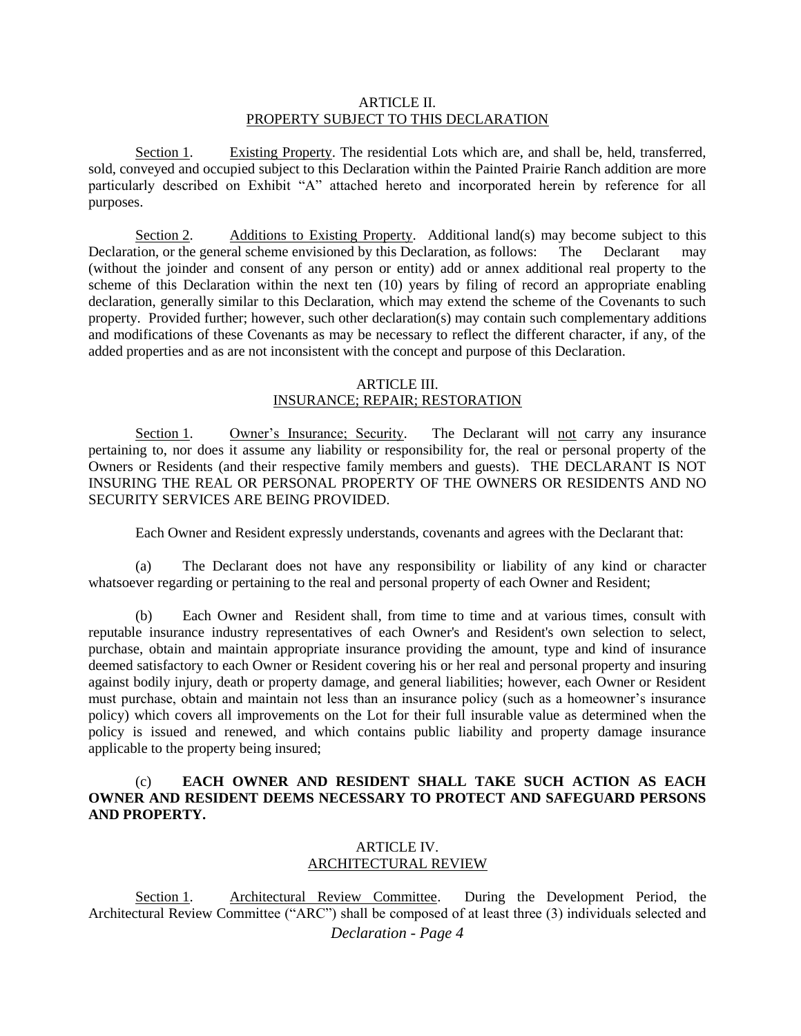## ARTICLE II.
## PROPERTY SUBJECT TO THIS DECLARATION

Section 1. Existing Property. The residential Lots which are, and shall be, held, transferred, sold, conveyed and occupied subject to this Declaration within the Painted Prairie Ranch addition are more particularly described on Exhibit "A" attached hereto and incorporated herein by reference for all purposes.

Section 2. Additions to Existing Property. Additional land(s) may become subject to this Declaration, or the general scheme envisioned by this Declaration, as follows: The Declarant may (without the joinder and consent of any person or entity) add or annex additional real property to the scheme of this Declaration within the next ten (10) years by filing of record an appropriate enabling declaration, generally similar to this Declaration, which may extend the scheme of the Covenants to such property. Provided further; however, such other declaration(s) may contain such complementary additions and modifications of these Covenants as may be necessary to reflect the different character, if any, of the added properties and as are not inconsistent with the concept and purpose of this Declaration.

## ARTICLE III.
## INSURANCE; REPAIR; RESTORATION

Section 1. Owner's Insurance; Security. The Declarant will not carry any insurance pertaining to, nor does it assume any liability or responsibility for, the real or personal property of the Owners or Residents (and their respective family members and guests). THE DECLARANT IS NOT INSURING THE REAL OR PERSONAL PROPERTY OF THE OWNERS OR RESIDENTS AND NO SECURITY SERVICES ARE BEING PROVIDED.

Each Owner and Resident expressly understands, covenants and agrees with the Declarant that:

(a) The Declarant does not have any responsibility or liability of any kind or character whatsoever regarding or pertaining to the real and personal property of each Owner and Resident;

(b) Each Owner and Resident shall, from time to time and at various times, consult with reputable insurance industry representatives of each Owner's and Resident's own selection to select, purchase, obtain and maintain appropriate insurance providing the amount, type and kind of insurance deemed satisfactory to each Owner or Resident covering his or her real and personal property and insuring against bodily injury, death or property damage, and general liabilities; however, each Owner or Resident must purchase, obtain and maintain not less than an insurance policy (such as a homeowner's insurance policy) which covers all improvements on the Lot for their full insurable value as determined when the policy is issued and renewed, and which contains public liability and property damage insurance applicable to the property being insured;

(c) **EACH OWNER AND RESIDENT SHALL TAKE SUCH ACTION AS EACH OWNER AND RESIDENT DEEMS NECESSARY TO PROTECT AND SAFEGUARD PERSONS AND PROPERTY.**

## ARTICLE IV.
## ARCHITECTURAL REVIEW

Section 1. Architectural Review Committee. During the Development Period, the Architectural Review Committee ("ARC") shall be composed of at least three (3) individuals selected and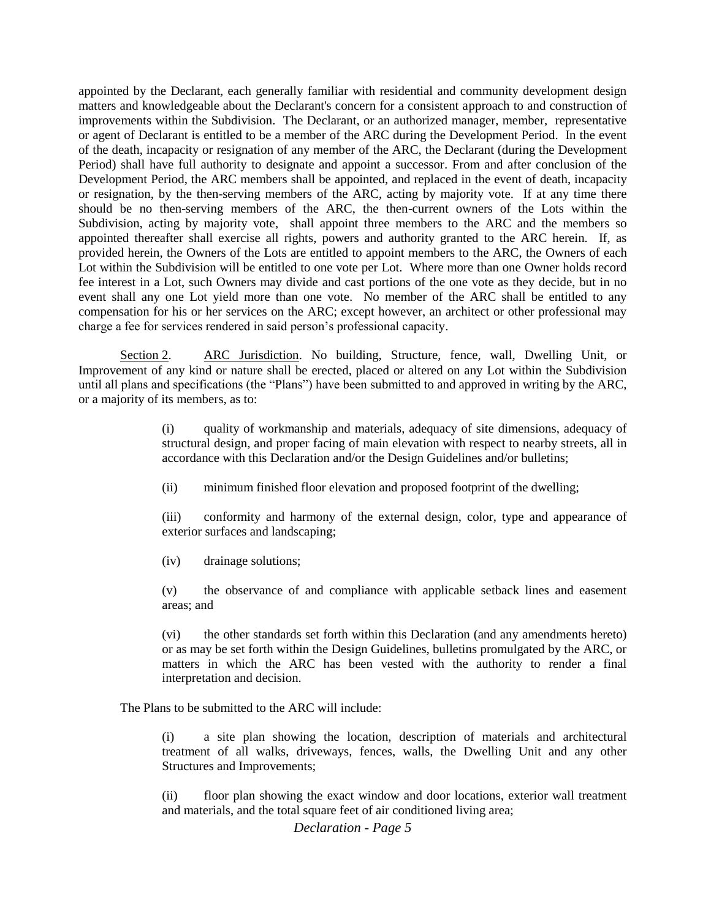appointed by the Declarant, each generally familiar with residential and community development design matters and knowledgeable about the Declarant's concern for a consistent approach to and construction of improvements within the Subdivision. The Declarant, or an authorized manager, member, representative or agent of Declarant is entitled to be a member of the ARC during the Development Period. In the event of the death, incapacity or resignation of any member of the ARC, the Declarant (during the Development Period) shall have full authority to designate and appoint a successor. From and after conclusion of the Development Period, the ARC members shall be appointed, and replaced in the event of death, incapacity or resignation, by the then-serving members of the ARC, acting by majority vote. If at any time there should be no then-serving members of the ARC, the then-current owners of the Lots within the Subdivision, acting by majority vote, shall appoint three members to the ARC and the members so appointed thereafter shall exercise all rights, powers and authority granted to the ARC herein. If, as provided herein, the Owners of the Lots are entitled to appoint members to the ARC, the Owners of each Lot within the Subdivision will be entitled to one vote per Lot. Where more than one Owner holds record fee interest in a Lot, such Owners may divide and cast portions of the one vote as they decide, but in no event shall any one Lot yield more than one vote. No member of the ARC shall be entitled to any compensation for his or her services on the ARC; except however, an architect or other professional may charge a fee for services rendered in said person's professional capacity.

Section 2. ARC Jurisdiction. No building, Structure, fence, wall, Dwelling Unit, or Improvement of any kind or nature shall be erected, placed or altered on any Lot within the Subdivision until all plans and specifications (the "Plans") have been submitted to and approved in writing by the ARC, or a majority of its members, as to:

(i) quality of workmanship and materials, adequacy of site dimensions, adequacy of structural design, and proper facing of main elevation with respect to nearby streets, all in accordance with this Declaration and/or the Design Guidelines and/or bulletins;

(ii) minimum finished floor elevation and proposed footprint of the dwelling;

(iii) conformity and harmony of the external design, color, type and appearance of exterior surfaces and landscaping;

(iv) drainage solutions;

(v) the observance of and compliance with applicable setback lines and easement areas; and

(vi) the other standards set forth within this Declaration (and any amendments hereto) or as may be set forth within the Design Guidelines, bulletins promulgated by the ARC, or matters in which the ARC has been vested with the authority to render a final interpretation and decision.

The Plans to be submitted to the ARC will include:

(i) a site plan showing the location, description of materials and architectural treatment of all walks, driveways, fences, walls, the Dwelling Unit and any other Structures and Improvements;

(ii) floor plan showing the exact window and door locations, exterior wall treatment and materials, and the total square feet of air conditioned living area;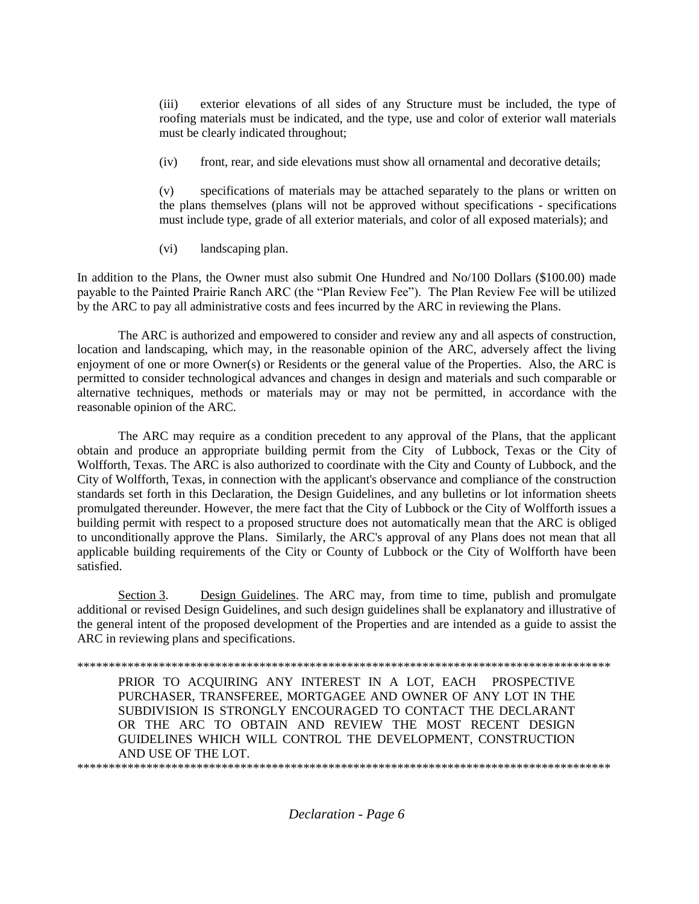(iii) exterior elevations of all sides of any Structure must be included, the type of roofing materials must be indicated, and the type, use and color of exterior wall materials must be clearly indicated throughout;

(iv) front, rear, and side elevations must show all ornamental and decorative details;

(v) specifications of materials may be attached separately to the plans or written on the plans themselves (plans will not be approved without specifications - specifications must include type, grade of all exterior materials, and color of all exposed materials); and

(vi) landscaping plan.

In addition to the Plans, the Owner must also submit One Hundred and No/100 Dollars ($100.00) made payable to the Painted Prairie Ranch ARC (the "Plan Review Fee"). The Plan Review Fee will be utilized by the ARC to pay all administrative costs and fees incurred by the ARC in reviewing the Plans.

The ARC is authorized and empowered to consider and review any and all aspects of construction, location and landscaping, which may, in the reasonable opinion of the ARC, adversely affect the living enjoyment of one or more Owner(s) or Residents or the general value of the Properties. Also, the ARC is permitted to consider technological advances and changes in design and materials and such comparable or alternative techniques, methods or materials may or may not be permitted, in accordance with the reasonable opinion of the ARC.

The ARC may require as a condition precedent to any approval of the Plans, that the applicant obtain and produce an appropriate building permit from the City of Lubbock, Texas or the City of Wolfforth, Texas. The ARC is also authorized to coordinate with the City and County of Lubbock, and the City of Wolfforth, Texas, in connection with the applicant's observance and compliance of the construction standards set forth in this Declaration, the Design Guidelines, and any bulletins or lot information sheets promulgated thereunder. However, the mere fact that the City of Lubbock or the City of Wolfforth issues a building permit with respect to a proposed structure does not automatically mean that the ARC is obliged to unconditionally approve the Plans. Similarly, the ARC's approval of any Plans does not mean that all applicable building requirements of the City or County of Lubbock or the City of Wolfforth have been satisfied.

Section 3. Design Guidelines. The ARC may, from time to time, publish and promulgate additional or revised Design Guidelines, and such design guidelines shall be explanatory and illustrative of the general intent of the proposed development of the Properties and are intended as a guide to assist the ARC in reviewing plans and specifications.

*****************************************************************************************

PRIOR TO ACQUIRING ANY INTEREST IN A LOT, EACH PROSPECTIVE PURCHASER, TRANSFEREE, MORTGAGEE AND OWNER OF ANY LOT IN THE SUBDIVISION IS STRONGLY ENCOURAGED TO CONTACT THE DECLARANT OR THE ARC TO OBTAIN AND REVIEW THE MOST RECENT DESIGN GUIDELINES WHICH WILL CONTROL THE DEVELOPMENT, CONSTRUCTION AND USE OF THE LOT.

*****************************************************************************************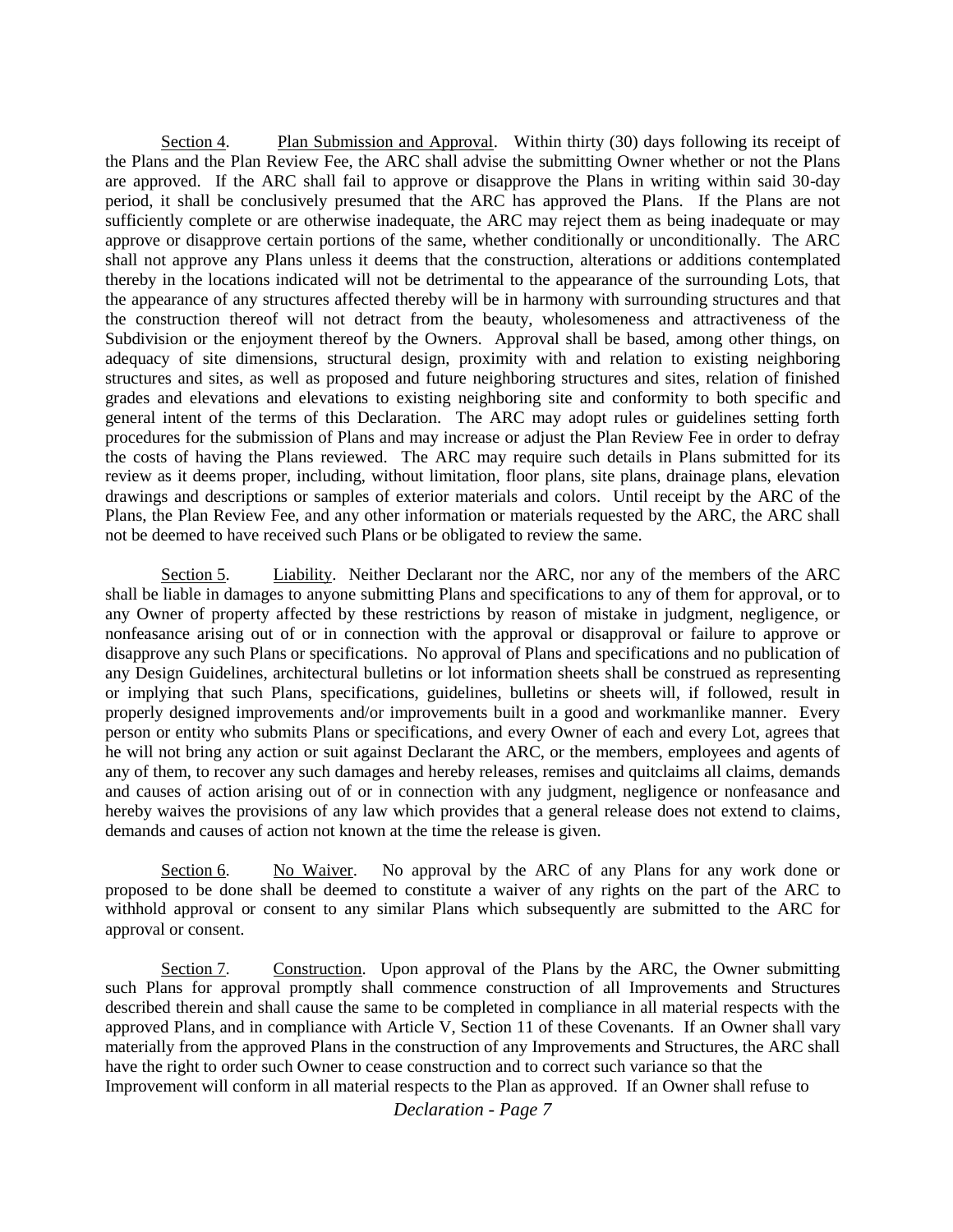Section 4. Plan Submission and Approval. Within thirty (30) days following its receipt of the Plans and the Plan Review Fee, the ARC shall advise the submitting Owner whether or not the Plans are approved. If the ARC shall fail to approve or disapprove the Plans in writing within said 30-day period, it shall be conclusively presumed that the ARC has approved the Plans. If the Plans are not sufficiently complete or are otherwise inadequate, the ARC may reject them as being inadequate or may approve or disapprove certain portions of the same, whether conditionally or unconditionally. The ARC shall not approve any Plans unless it deems that the construction, alterations or additions contemplated thereby in the locations indicated will not be detrimental to the appearance of the surrounding Lots, that the appearance of any structures affected thereby will be in harmony with surrounding structures and that the construction thereof will not detract from the beauty, wholesomeness and attractiveness of the Subdivision or the enjoyment thereof by the Owners. Approval shall be based, among other things, on adequacy of site dimensions, structural design, proximity with and relation to existing neighboring structures and sites, as well as proposed and future neighboring structures and sites, relation of finished grades and elevations and elevations to existing neighboring site and conformity to both specific and general intent of the terms of this Declaration. The ARC may adopt rules or guidelines setting forth procedures for the submission of Plans and may increase or adjust the Plan Review Fee in order to defray the costs of having the Plans reviewed. The ARC may require such details in Plans submitted for its review as it deems proper, including, without limitation, floor plans, site plans, drainage plans, elevation drawings and descriptions or samples of exterior materials and colors. Until receipt by the ARC of the Plans, the Plan Review Fee, and any other information or materials requested by the ARC, the ARC shall not be deemed to have received such Plans or be obligated to review the same.

Section 5. Liability. Neither Declarant nor the ARC, nor any of the members of the ARC shall be liable in damages to anyone submitting Plans and specifications to any of them for approval, or to any Owner of property affected by these restrictions by reason of mistake in judgment, negligence, or nonfeasance arising out of or in connection with the approval or disapproval or failure to approve or disapprove any such Plans or specifications. No approval of Plans and specifications and no publication of any Design Guidelines, architectural bulletins or lot information sheets shall be construed as representing or implying that such Plans, specifications, guidelines, bulletins or sheets will, if followed, result in properly designed improvements and/or improvements built in a good and workmanlike manner. Every person or entity who submits Plans or specifications, and every Owner of each and every Lot, agrees that he will not bring any action or suit against Declarant the ARC, or the members, employees and agents of any of them, to recover any such damages and hereby releases, remises and quitclaims all claims, demands and causes of action arising out of or in connection with any judgment, negligence or nonfeasance and hereby waives the provisions of any law which provides that a general release does not extend to claims, demands and causes of action not known at the time the release is given.

Section 6. No Waiver. No approval by the ARC of any Plans for any work done or proposed to be done shall be deemed to constitute a waiver of any rights on the part of the ARC to withhold approval or consent to any similar Plans which subsequently are submitted to the ARC for approval or consent.

Section 7. Construction. Upon approval of the Plans by the ARC, the Owner submitting such Plans for approval promptly shall commence construction of all Improvements and Structures described therein and shall cause the same to be completed in compliance in all material respects with the approved Plans, and in compliance with Article V, Section 11 of these Covenants. If an Owner shall vary materially from the approved Plans in the construction of any Improvements and Structures, the ARC shall have the right to order such Owner to cease construction and to correct such variance so that the Improvement will conform in all material respects to the Plan as approved. If an Owner shall refuse to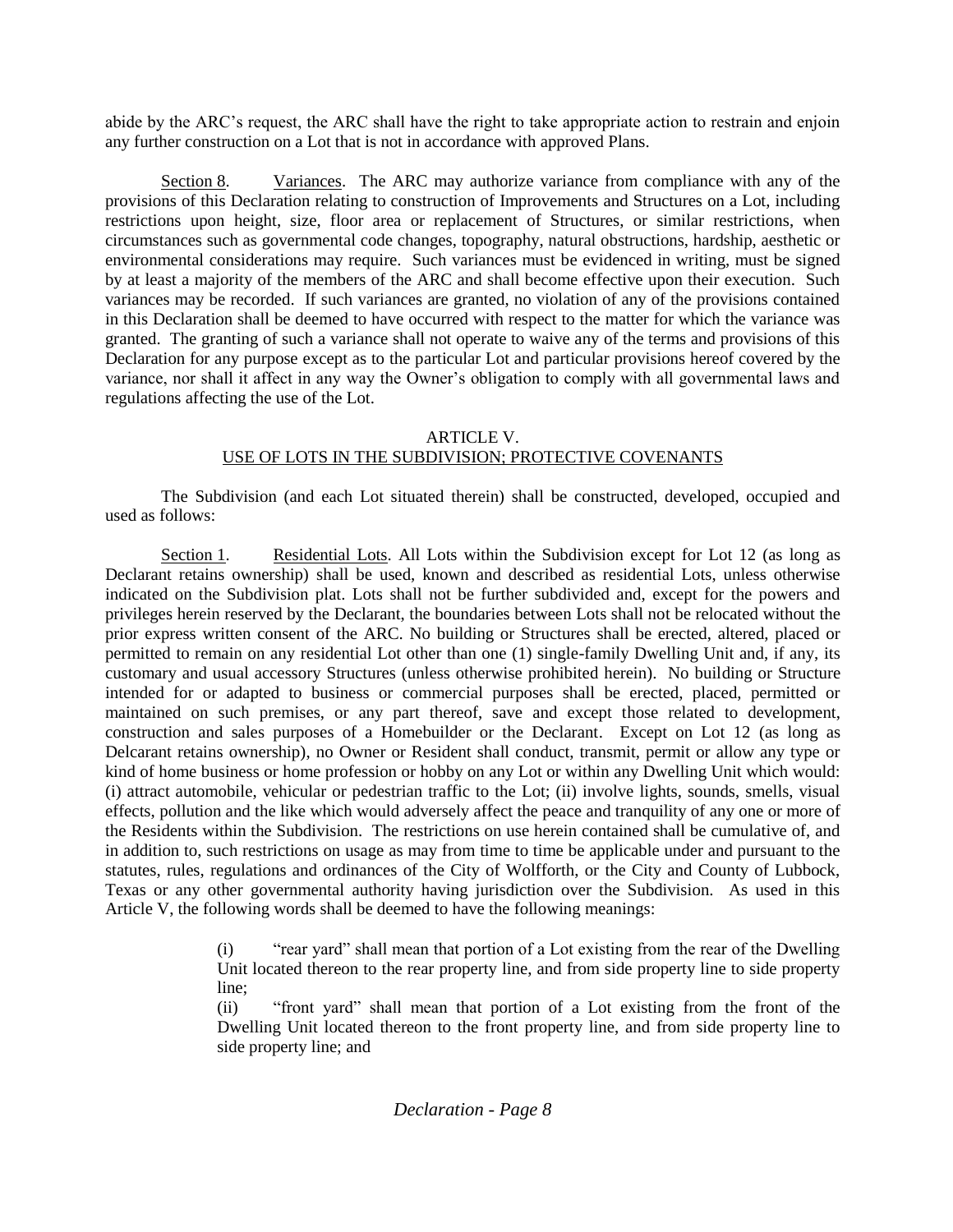abide by the ARC's request, the ARC shall have the right to take appropriate action to restrain and enjoin any further construction on a Lot that is not in accordance with approved Plans.

Section 8. Variances. The ARC may authorize variance from compliance with any of the provisions of this Declaration relating to construction of Improvements and Structures on a Lot, including restrictions upon height, size, floor area or replacement of Structures, or similar restrictions, when circumstances such as governmental code changes, topography, natural obstructions, hardship, aesthetic or environmental considerations may require. Such variances must be evidenced in writing, must be signed by at least a majority of the members of the ARC and shall become effective upon their execution. Such variances may be recorded. If such variances are granted, no violation of any of the provisions contained in this Declaration shall be deemed to have occurred with respect to the matter for which the variance was granted. The granting of such a variance shall not operate to waive any of the terms and provisions of this Declaration for any purpose except as to the particular Lot and particular provisions hereof covered by the variance, nor shall it affect in any way the Owner's obligation to comply with all governmental laws and regulations affecting the use of the Lot.

## ARTICLE V.
## USE OF LOTS IN THE SUBDIVISION; PROTECTIVE COVENANTS

The Subdivision (and each Lot situated therein) shall be constructed, developed, occupied and used as follows:

Section 1. Residential Lots. All Lots within the Subdivision except for Lot 12 (as long as Declarant retains ownership) shall be used, known and described as residential Lots, unless otherwise indicated on the Subdivision plat. Lots shall not be further subdivided and, except for the powers and privileges herein reserved by the Declarant, the boundaries between Lots shall not be relocated without the prior express written consent of the ARC. No building or Structures shall be erected, altered, placed or permitted to remain on any residential Lot other than one (1) single-family Dwelling Unit and, if any, its customary and usual accessory Structures (unless otherwise prohibited herein). No building or Structure intended for or adapted to business or commercial purposes shall be erected, placed, permitted or maintained on such premises, or any part thereof, save and except those related to development, construction and sales purposes of a Homebuilder or the Declarant. Except on Lot 12 (as long as Delcarant retains ownership), no Owner or Resident shall conduct, transmit, permit or allow any type or kind of home business or home profession or hobby on any Lot or within any Dwelling Unit which would: (i) attract automobile, vehicular or pedestrian traffic to the Lot; (ii) involve lights, sounds, smells, visual effects, pollution and the like which would adversely affect the peace and tranquility of any one or more of the Residents within the Subdivision. The restrictions on use herein contained shall be cumulative of, and in addition to, such restrictions on usage as may from time to time be applicable under and pursuant to the statutes, rules, regulations and ordinances of the City of Wolfforth, or the City and County of Lubbock, Texas or any other governmental authority having jurisdiction over the Subdivision. As used in this Article V, the following words shall be deemed to have the following meanings:

> (i) "rear yard" shall mean that portion of a Lot existing from the rear of the Dwelling Unit located thereon to the rear property line, and from side property line to side property line;
>
> (ii) "front yard" shall mean that portion of a Lot existing from the front of the Dwelling Unit located thereon to the front property line, and from side property line to side property line; and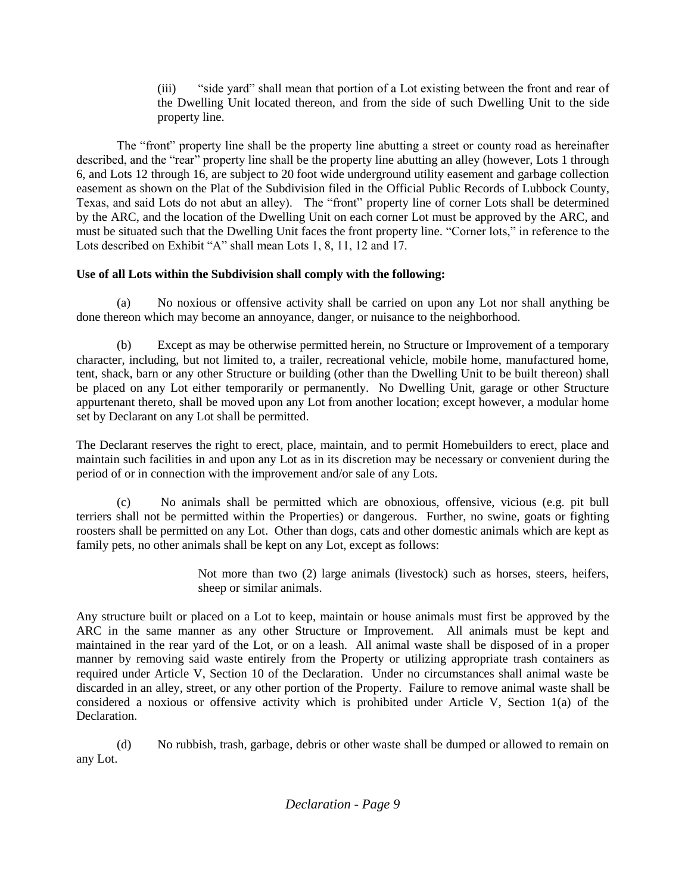(iii) "side yard" shall mean that portion of a Lot existing between the front and rear of the Dwelling Unit located thereon, and from the side of such Dwelling Unit to the side property line.

The "front" property line shall be the property line abutting a street or county road as hereinafter described, and the "rear" property line shall be the property line abutting an alley (however, Lots 1 through 6, and Lots 12 through 16, are subject to 20 foot wide underground utility easement and garbage collection easement as shown on the Plat of the Subdivision filed in the Official Public Records of Lubbock County, Texas, and said Lots do not abut an alley). The "front" property line of corner Lots shall be determined by the ARC, and the location of the Dwelling Unit on each corner Lot must be approved by the ARC, and must be situated such that the Dwelling Unit faces the front property line. "Corner lots," in reference to the Lots described on Exhibit "A" shall mean Lots 1, 8, 11, 12 and 17.

**Use of all Lots within the Subdivision shall comply with the following:**

(a) No noxious or offensive activity shall be carried on upon any Lot nor shall anything be done thereon which may become an annoyance, danger, or nuisance to the neighborhood.

(b) Except as may be otherwise permitted herein, no Structure or Improvement of a temporary character, including, but not limited to, a trailer, recreational vehicle, mobile home, manufactured home, tent, shack, barn or any other Structure or building (other than the Dwelling Unit to be built thereon) shall be placed on any Lot either temporarily or permanently. No Dwelling Unit, garage or other Structure appurtenant thereto, shall be moved upon any Lot from another location; except however, a modular home set by Declarant on any Lot shall be permitted.

The Declarant reserves the right to erect, place, maintain, and to permit Homebuilders to erect, place and maintain such facilities in and upon any Lot as in its discretion may be necessary or convenient during the period of or in connection with the improvement and/or sale of any Lots.

(c) No animals shall be permitted which are obnoxious, offensive, vicious (e.g. pit bull terriers shall not be permitted within the Properties) or dangerous. Further, no swine, goats or fighting roosters shall be permitted on any Lot. Other than dogs, cats and other domestic animals which are kept as family pets, no other animals shall be kept on any Lot, except as follows:

> Not more than two (2) large animals (livestock) such as horses, steers, heifers, sheep or similar animals.

Any structure built or placed on a Lot to keep, maintain or house animals must first be approved by the ARC in the same manner as any other Structure or Improvement. All animals must be kept and maintained in the rear yard of the Lot, or on a leash. All animal waste shall be disposed of in a proper manner by removing said waste entirely from the Property or utilizing appropriate trash containers as required under Article V, Section 10 of the Declaration. Under no circumstances shall animal waste be discarded in an alley, street, or any other portion of the Property. Failure to remove animal waste shall be considered a noxious or offensive activity which is prohibited under Article V, Section 1(a) of the Declaration.

(d) No rubbish, trash, garbage, debris or other waste shall be dumped or allowed to remain on any Lot.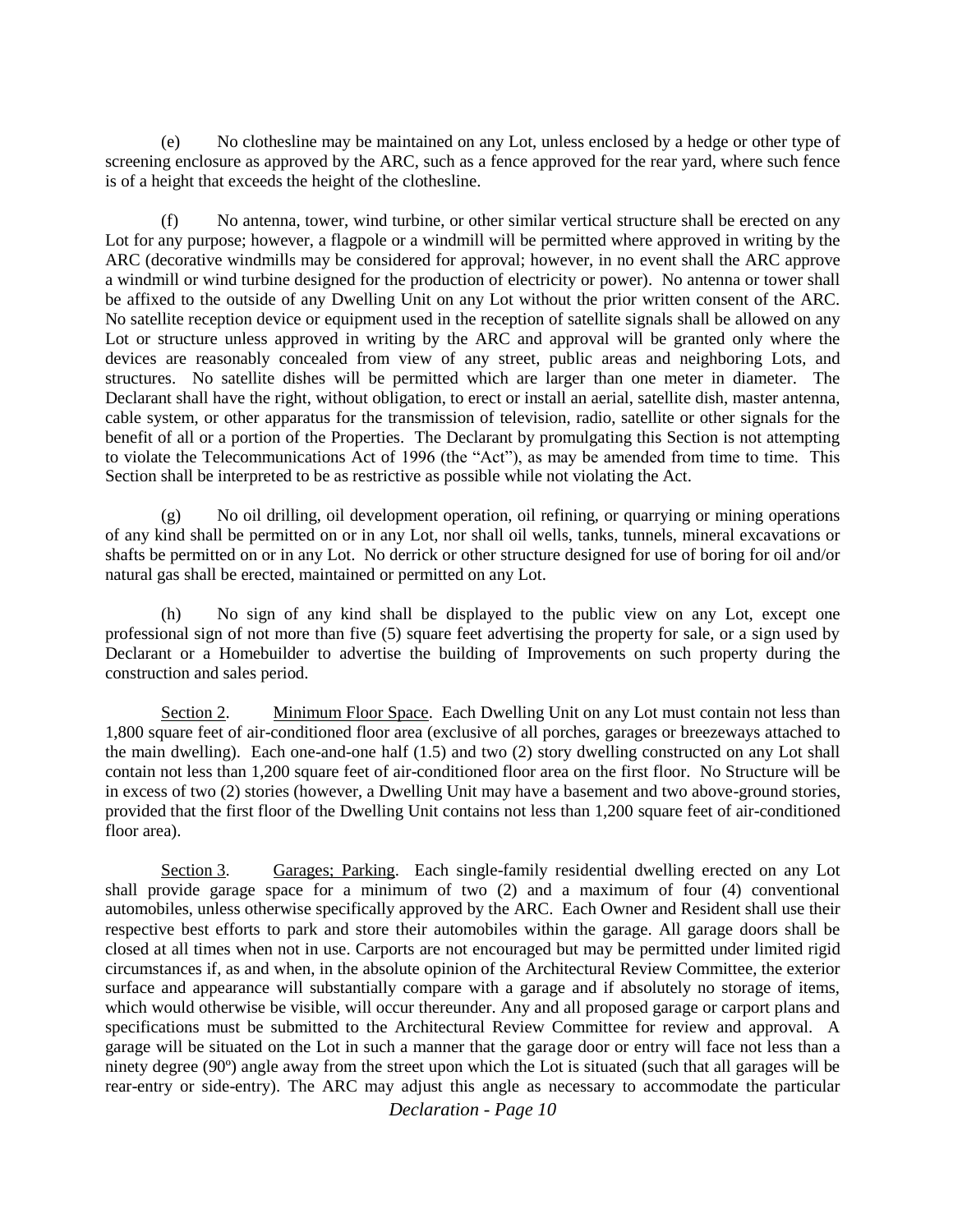(e) No clothesline may be maintained on any Lot, unless enclosed by a hedge or other type of screening enclosure as approved by the ARC, such as a fence approved for the rear yard, where such fence is of a height that exceeds the height of the clothesline.

(f) No antenna, tower, wind turbine, or other similar vertical structure shall be erected on any Lot for any purpose; however, a flagpole or a windmill will be permitted where approved in writing by the ARC (decorative windmills may be considered for approval; however, in no event shall the ARC approve a windmill or wind turbine designed for the production of electricity or power). No antenna or tower shall be affixed to the outside of any Dwelling Unit on any Lot without the prior written consent of the ARC. No satellite reception device or equipment used in the reception of satellite signals shall be allowed on any Lot or structure unless approved in writing by the ARC and approval will be granted only where the devices are reasonably concealed from view of any street, public areas and neighboring Lots, and structures. No satellite dishes will be permitted which are larger than one meter in diameter. The Declarant shall have the right, without obligation, to erect or install an aerial, satellite dish, master antenna, cable system, or other apparatus for the transmission of television, radio, satellite or other signals for the benefit of all or a portion of the Properties. The Declarant by promulgating this Section is not attempting to violate the Telecommunications Act of 1996 (the "Act"), as may be amended from time to time. This Section shall be interpreted to be as restrictive as possible while not violating the Act.

(g) No oil drilling, oil development operation, oil refining, or quarrying or mining operations of any kind shall be permitted on or in any Lot, nor shall oil wells, tanks, tunnels, mineral excavations or shafts be permitted on or in any Lot. No derrick or other structure designed for use of boring for oil and/or natural gas shall be erected, maintained or permitted on any Lot.

(h) No sign of any kind shall be displayed to the public view on any Lot, except one professional sign of not more than five (5) square feet advertising the property for sale, or a sign used by Declarant or a Homebuilder to advertise the building of Improvements on such property during the construction and sales period.

Section 2. Minimum Floor Space. Each Dwelling Unit on any Lot must contain not less than 1,800 square feet of air-conditioned floor area (exclusive of all porches, garages or breezeways attached to the main dwelling). Each one-and-one half (1.5) and two (2) story dwelling constructed on any Lot shall contain not less than 1,200 square feet of air-conditioned floor area on the first floor. No Structure will be in excess of two (2) stories (however, a Dwelling Unit may have a basement and two above-ground stories, provided that the first floor of the Dwelling Unit contains not less than 1,200 square feet of air-conditioned floor area).

Section 3. Garages; Parking. Each single-family residential dwelling erected on any Lot shall provide garage space for a minimum of two (2) and a maximum of four (4) conventional automobiles, unless otherwise specifically approved by the ARC. Each Owner and Resident shall use their respective best efforts to park and store their automobiles within the garage. All garage doors shall be closed at all times when not in use. Carports are not encouraged but may be permitted under limited rigid circumstances if, as and when, in the absolute opinion of the Architectural Review Committee, the exterior surface and appearance will substantially compare with a garage and if absolutely no storage of items, which would otherwise be visible, will occur thereunder. Any and all proposed garage or carport plans and specifications must be submitted to the Architectural Review Committee for review and approval. A garage will be situated on the Lot in such a manner that the garage door or entry will face not less than a ninety degree (90º) angle away from the street upon which the Lot is situated (such that all garages will be rear-entry or side-entry). The ARC may adjust this angle as necessary to accommodate the particular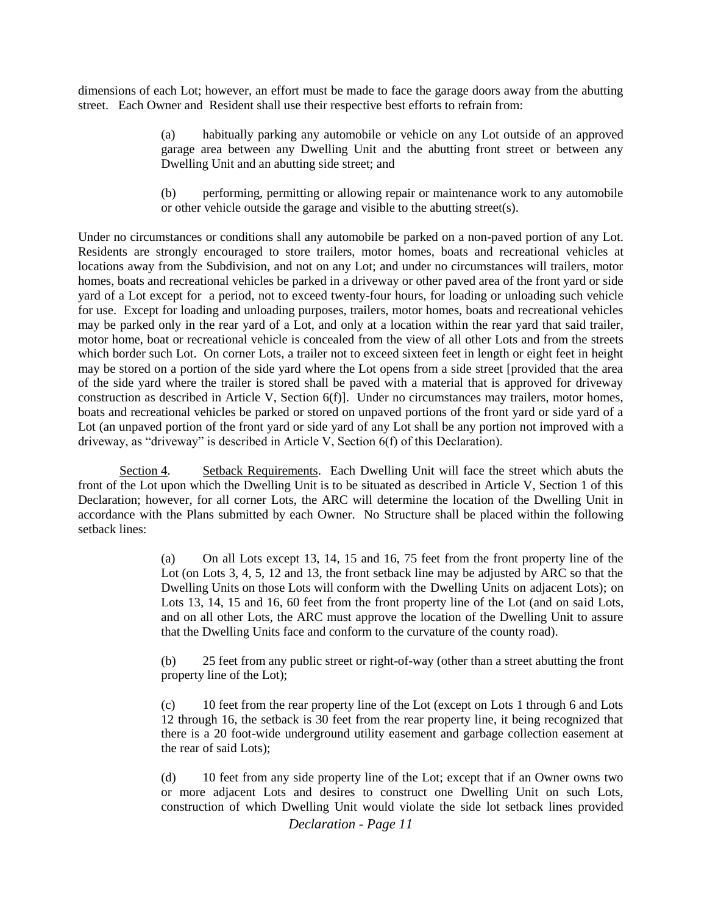dimensions of each Lot; however, an effort must be made to face the garage doors away from the abutting street. Each Owner and Resident shall use their respective best efforts to refrain from:

> (a) habitually parking any automobile or vehicle on any Lot outside of an approved garage area between any Dwelling Unit and the abutting front street or between any Dwelling Unit and an abutting side street; and
>
> (b) performing, permitting or allowing repair or maintenance work to any automobile or other vehicle outside the garage and visible to the abutting street(s).

Under no circumstances or conditions shall any automobile be parked on a non-paved portion of any Lot. Residents are strongly encouraged to store trailers, motor homes, boats and recreational vehicles at locations away from the Subdivision, and not on any Lot; and under no circumstances will trailers, motor homes, boats and recreational vehicles be parked in a driveway or other paved area of the front yard or side yard of a Lot except for a period, not to exceed twenty-four hours, for loading or unloading such vehicle for use. Except for loading and unloading purposes, trailers, motor homes, boats and recreational vehicles may be parked only in the rear yard of a Lot, and only at a location within the rear yard that said trailer, motor home, boat or recreational vehicle is concealed from the view of all other Lots and from the streets which border such Lot. On corner Lots, a trailer not to exceed sixteen feet in length or eight feet in height may be stored on a portion of the side yard where the Lot opens from a side street [provided that the area of the side yard where the trailer is stored shall be paved with a material that is approved for driveway construction as described in Article V, Section 6(f)]. Under no circumstances may trailers, motor homes, boats and recreational vehicles be parked or stored on unpaved portions of the front yard or side yard of a Lot (an unpaved portion of the front yard or side yard of any Lot shall be any portion not improved with a driveway, as "driveway" is described in Article V, Section 6(f) of this Declaration).

Section 4. Setback Requirements. Each Dwelling Unit will face the street which abuts the front of the Lot upon which the Dwelling Unit is to be situated as described in Article V, Section 1 of this Declaration; however, for all corner Lots, the ARC will determine the location of the Dwelling Unit in accordance with the Plans submitted by each Owner. No Structure shall be placed within the following setback lines:

> (a) On all Lots except 13, 14, 15 and 16, 75 feet from the front property line of the Lot (on Lots 3, 4, 5, 12 and 13, the front setback line may be adjusted by ARC so that the Dwelling Units on those Lots will conform with the Dwelling Units on adjacent Lots); on Lots 13, 14, 15 and 16, 60 feet from the front property line of the Lot (and on said Lots, and on all other Lots, the ARC must approve the location of the Dwelling Unit to assure that the Dwelling Units face and conform to the curvature of the county road).
>
> (b) 25 feet from any public street or right-of-way (other than a street abutting the front property line of the Lot);
>
> (c) 10 feet from the rear property line of the Lot (except on Lots 1 through 6 and Lots 12 through 16, the setback is 30 feet from the rear property line, it being recognized that there is a 20 foot-wide underground utility easement and garbage collection easement at the rear of said Lots);
>
> (d) 10 feet from any side property line of the Lot; except that if an Owner owns two or more adjacent Lots and desires to construct one Dwelling Unit on such Lots, construction of which Dwelling Unit would violate the side lot setback lines provided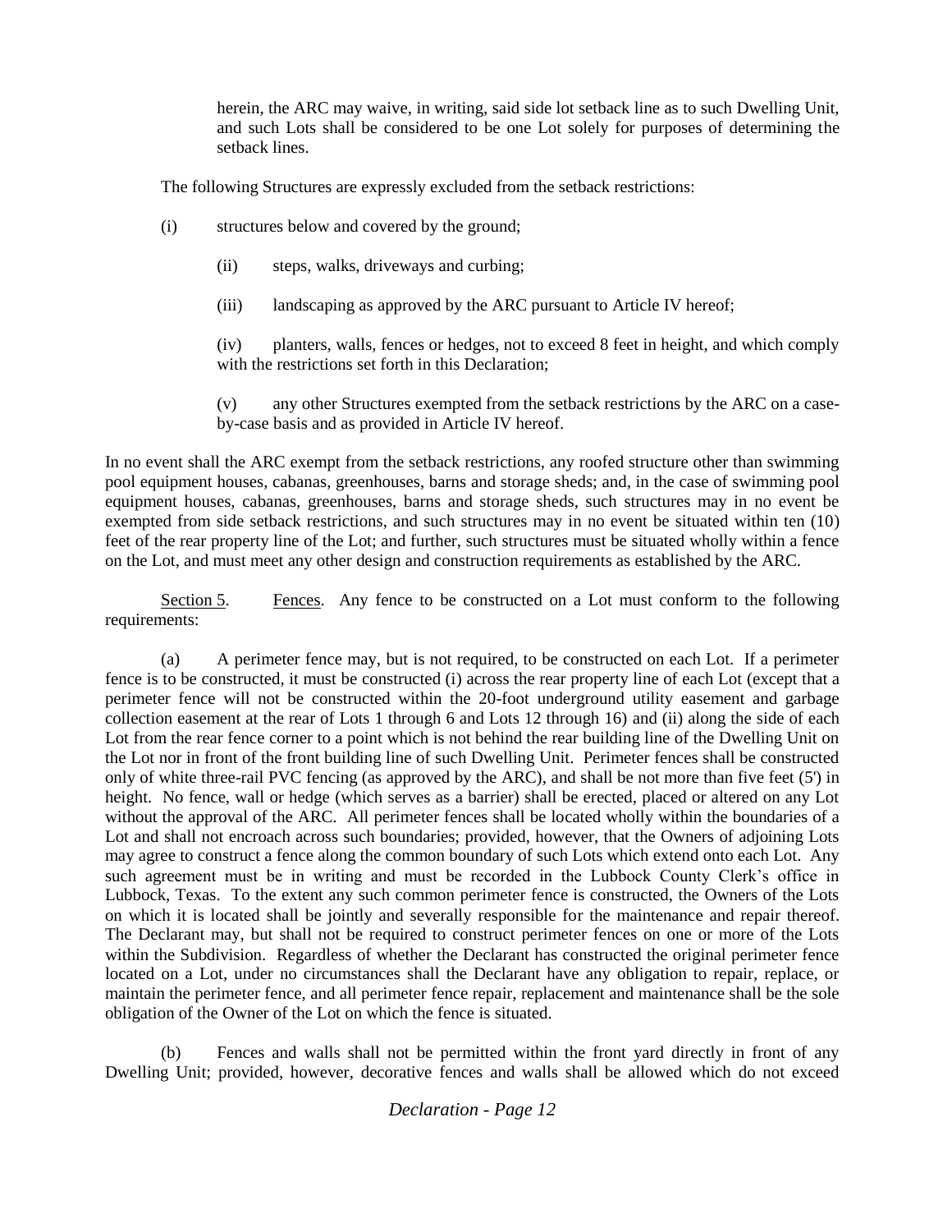herein, the ARC may waive, in writing, said side lot setback line as to such Dwelling Unit, and such Lots shall be considered to be one Lot solely for purposes of determining the setback lines.

The following Structures are expressly excluded from the setback restrictions:

(i) structures below and covered by the ground;

(ii) steps, walks, driveways and curbing;

(iii) landscaping as approved by the ARC pursuant to Article IV hereof;

(iv) planters, walls, fences or hedges, not to exceed 8 feet in height, and which comply with the restrictions set forth in this Declaration;

(v) any other Structures exempted from the setback restrictions by the ARC on a case-by-case basis and as provided in Article IV hereof.

In no event shall the ARC exempt from the setback restrictions, any roofed structure other than swimming pool equipment houses, cabanas, greenhouses, barns and storage sheds; and, in the case of swimming pool equipment houses, cabanas, greenhouses, barns and storage sheds, such structures may in no event be exempted from side setback restrictions, and such structures may in no event be situated within ten (10) feet of the rear property line of the Lot; and further, such structures must be situated wholly within a fence on the Lot, and must meet any other design and construction requirements as established by the ARC.

Section 5. Fences. Any fence to be constructed on a Lot must conform to the following requirements:

(a) A perimeter fence may, but is not required, to be constructed on each Lot. If a perimeter fence is to be constructed, it must be constructed (i) across the rear property line of each Lot (except that a perimeter fence will not be constructed within the 20-foot underground utility easement and garbage collection easement at the rear of Lots 1 through 6 and Lots 12 through 16) and (ii) along the side of each Lot from the rear fence corner to a point which is not behind the rear building line of the Dwelling Unit on the Lot nor in front of the front building line of such Dwelling Unit. Perimeter fences shall be constructed only of white three-rail PVC fencing (as approved by the ARC), and shall be not more than five feet (5') in height. No fence, wall or hedge (which serves as a barrier) shall be erected, placed or altered on any Lot without the approval of the ARC. All perimeter fences shall be located wholly within the boundaries of a Lot and shall not encroach across such boundaries; provided, however, that the Owners of adjoining Lots may agree to construct a fence along the common boundary of such Lots which extend onto each Lot. Any such agreement must be in writing and must be recorded in the Lubbock County Clerk's office in Lubbock, Texas. To the extent any such common perimeter fence is constructed, the Owners of the Lots on which it is located shall be jointly and severally responsible for the maintenance and repair thereof. The Declarant may, but shall not be required to construct perimeter fences on one or more of the Lots within the Subdivision. Regardless of whether the Declarant has constructed the original perimeter fence located on a Lot, under no circumstances shall the Declarant have any obligation to repair, replace, or maintain the perimeter fence, and all perimeter fence repair, replacement and maintenance shall be the sole obligation of the Owner of the Lot on which the fence is situated.

(b) Fences and walls shall not be permitted within the front yard directly in front of any Dwelling Unit; provided, however, decorative fences and walls shall be allowed which do not exceed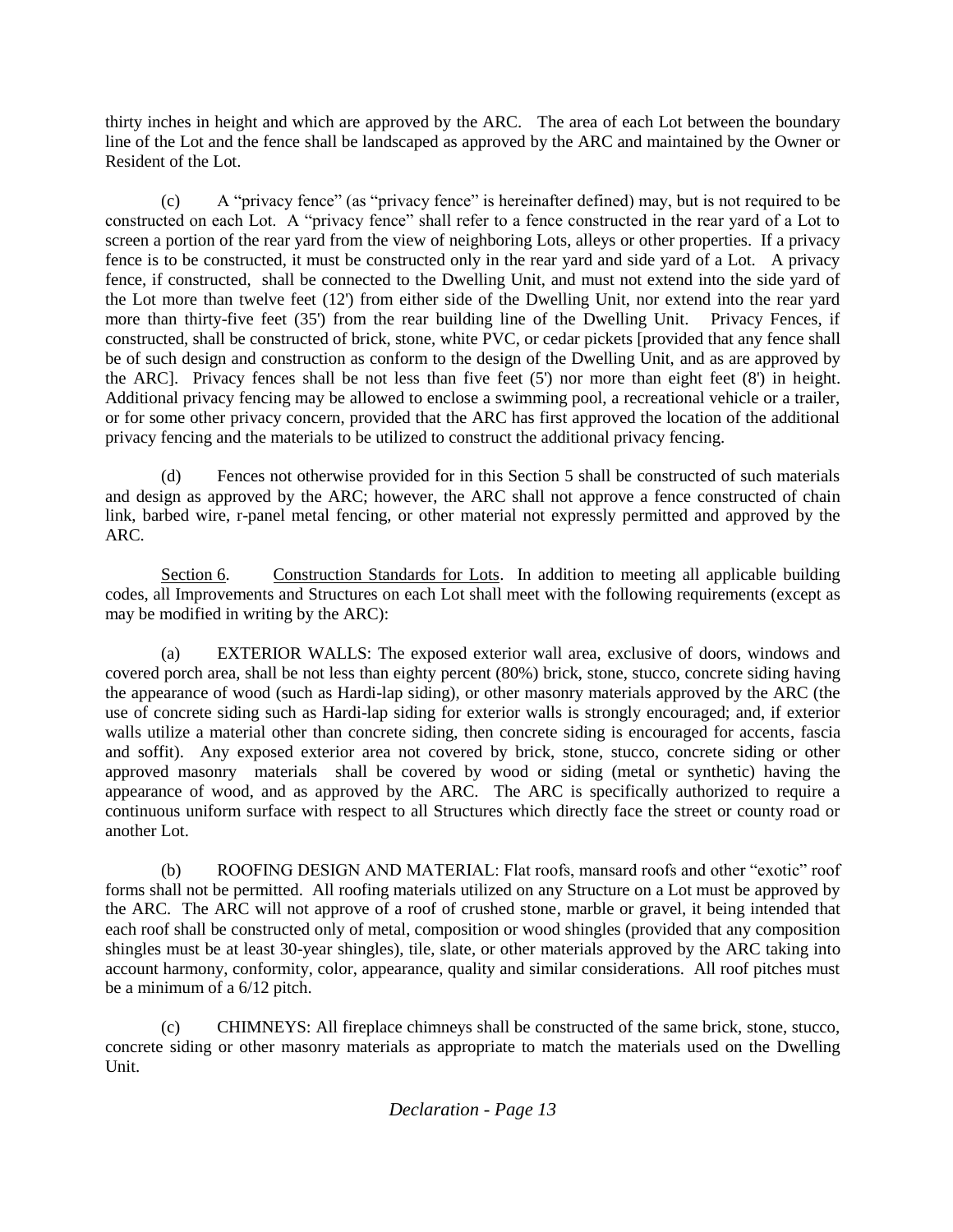thirty inches in height and which are approved by the ARC. The area of each Lot between the boundary line of the Lot and the fence shall be landscaped as approved by the ARC and maintained by the Owner or Resident of the Lot.

(c) A "privacy fence" (as "privacy fence" is hereinafter defined) may, but is not required to be constructed on each Lot. A "privacy fence" shall refer to a fence constructed in the rear yard of a Lot to screen a portion of the rear yard from the view of neighboring Lots, alleys or other properties. If a privacy fence is to be constructed, it must be constructed only in the rear yard and side yard of a Lot. A privacy fence, if constructed, shall be connected to the Dwelling Unit, and must not extend into the side yard of the Lot more than twelve feet (12') from either side of the Dwelling Unit, nor extend into the rear yard more than thirty-five feet (35') from the rear building line of the Dwelling Unit. Privacy Fences, if constructed, shall be constructed of brick, stone, white PVC, or cedar pickets [provided that any fence shall be of such design and construction as conform to the design of the Dwelling Unit, and as are approved by the ARC]. Privacy fences shall be not less than five feet (5') nor more than eight feet (8') in height. Additional privacy fencing may be allowed to enclose a swimming pool, a recreational vehicle or a trailer, or for some other privacy concern, provided that the ARC has first approved the location of the additional privacy fencing and the materials to be utilized to construct the additional privacy fencing.

(d) Fences not otherwise provided for in this Section 5 shall be constructed of such materials and design as approved by the ARC; however, the ARC shall not approve a fence constructed of chain link, barbed wire, r-panel metal fencing, or other material not expressly permitted and approved by the ARC.

Section 6. Construction Standards for Lots. In addition to meeting all applicable building codes, all Improvements and Structures on each Lot shall meet with the following requirements (except as may be modified in writing by the ARC):

(a) EXTERIOR WALLS: The exposed exterior wall area, exclusive of doors, windows and covered porch area, shall be not less than eighty percent (80%) brick, stone, stucco, concrete siding having the appearance of wood (such as Hardi-lap siding), or other masonry materials approved by the ARC (the use of concrete siding such as Hardi-lap siding for exterior walls is strongly encouraged; and, if exterior walls utilize a material other than concrete siding, then concrete siding is encouraged for accents, fascia and soffit). Any exposed exterior area not covered by brick, stone, stucco, concrete siding or other approved masonry materials shall be covered by wood or siding (metal or synthetic) having the appearance of wood, and as approved by the ARC. The ARC is specifically authorized to require a continuous uniform surface with respect to all Structures which directly face the street or county road or another Lot.

(b) ROOFING DESIGN AND MATERIAL: Flat roofs, mansard roofs and other "exotic" roof forms shall not be permitted. All roofing materials utilized on any Structure on a Lot must be approved by the ARC. The ARC will not approve of a roof of crushed stone, marble or gravel, it being intended that each roof shall be constructed only of metal, composition or wood shingles (provided that any composition shingles must be at least 30-year shingles), tile, slate, or other materials approved by the ARC taking into account harmony, conformity, color, appearance, quality and similar considerations. All roof pitches must be a minimum of a 6/12 pitch.

(c) CHIMNEYS: All fireplace chimneys shall be constructed of the same brick, stone, stucco, concrete siding or other masonry materials as appropriate to match the materials used on the Dwelling Unit.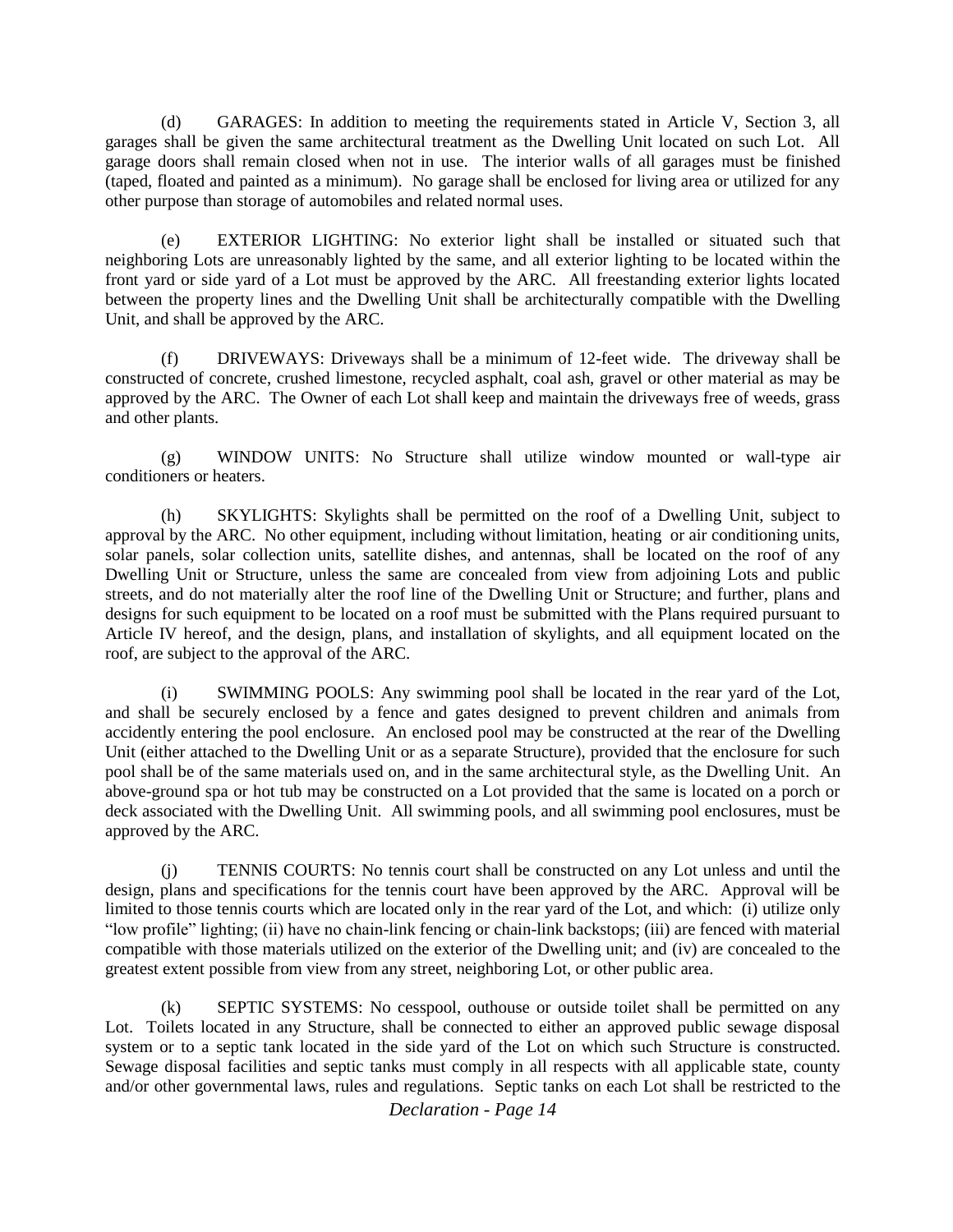(d) GARAGES: In addition to meeting the requirements stated in Article V, Section 3, all garages shall be given the same architectural treatment as the Dwelling Unit located on such Lot. All garage doors shall remain closed when not in use. The interior walls of all garages must be finished (taped, floated and painted as a minimum). No garage shall be enclosed for living area or utilized for any other purpose than storage of automobiles and related normal uses.

(e) EXTERIOR LIGHTING: No exterior light shall be installed or situated such that neighboring Lots are unreasonably lighted by the same, and all exterior lighting to be located within the front yard or side yard of a Lot must be approved by the ARC. All freestanding exterior lights located between the property lines and the Dwelling Unit shall be architecturally compatible with the Dwelling Unit, and shall be approved by the ARC.

(f) DRIVEWAYS: Driveways shall be a minimum of 12-feet wide. The driveway shall be constructed of concrete, crushed limestone, recycled asphalt, coal ash, gravel or other material as may be approved by the ARC. The Owner of each Lot shall keep and maintain the driveways free of weeds, grass and other plants.

(g) WINDOW UNITS: No Structure shall utilize window mounted or wall-type air conditioners or heaters.

(h) SKYLIGHTS: Skylights shall be permitted on the roof of a Dwelling Unit, subject to approval by the ARC. No other equipment, including without limitation, heating or air conditioning units, solar panels, solar collection units, satellite dishes, and antennas, shall be located on the roof of any Dwelling Unit or Structure, unless the same are concealed from view from adjoining Lots and public streets, and do not materially alter the roof line of the Dwelling Unit or Structure; and further, plans and designs for such equipment to be located on a roof must be submitted with the Plans required pursuant to Article IV hereof, and the design, plans, and installation of skylights, and all equipment located on the roof, are subject to the approval of the ARC.

(i) SWIMMING POOLS: Any swimming pool shall be located in the rear yard of the Lot, and shall be securely enclosed by a fence and gates designed to prevent children and animals from accidently entering the pool enclosure. An enclosed pool may be constructed at the rear of the Dwelling Unit (either attached to the Dwelling Unit or as a separate Structure), provided that the enclosure for such pool shall be of the same materials used on, and in the same architectural style, as the Dwelling Unit. An above-ground spa or hot tub may be constructed on a Lot provided that the same is located on a porch or deck associated with the Dwelling Unit. All swimming pools, and all swimming pool enclosures, must be approved by the ARC.

(j) TENNIS COURTS: No tennis court shall be constructed on any Lot unless and until the design, plans and specifications for the tennis court have been approved by the ARC. Approval will be limited to those tennis courts which are located only in the rear yard of the Lot, and which: (i) utilize only "low profile" lighting; (ii) have no chain-link fencing or chain-link backstops; (iii) are fenced with material compatible with those materials utilized on the exterior of the Dwelling unit; and (iv) are concealed to the greatest extent possible from view from any street, neighboring Lot, or other public area.

(k) SEPTIC SYSTEMS: No cesspool, outhouse or outside toilet shall be permitted on any Lot. Toilets located in any Structure, shall be connected to either an approved public sewage disposal system or to a septic tank located in the side yard of the Lot on which such Structure is constructed. Sewage disposal facilities and septic tanks must comply in all respects with all applicable state, county and/or other governmental laws, rules and regulations. Septic tanks on each Lot shall be restricted to the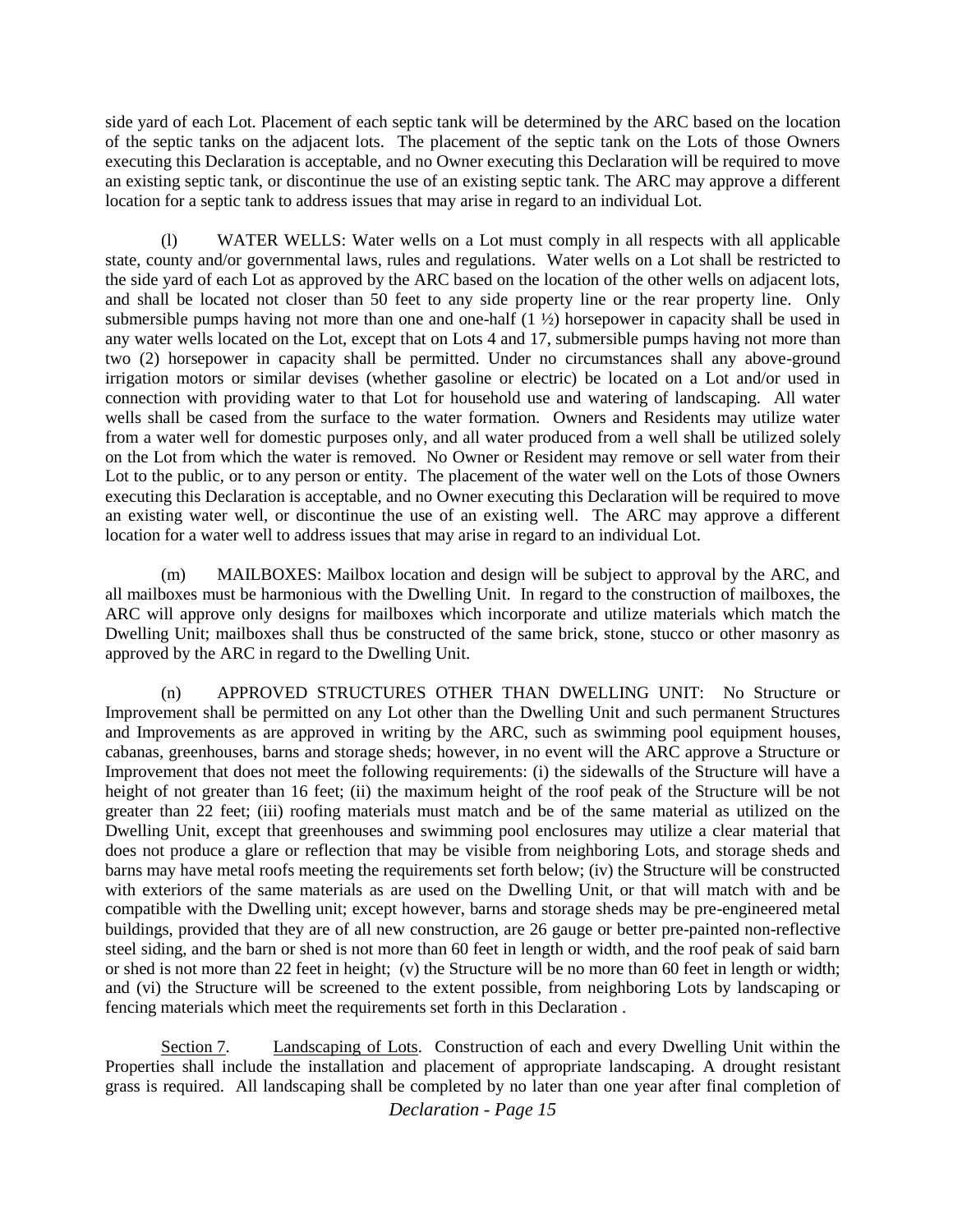side yard of each Lot. Placement of each septic tank will be determined by the ARC based on the location of the septic tanks on the adjacent lots. The placement of the septic tank on the Lots of those Owners executing this Declaration is acceptable, and no Owner executing this Declaration will be required to move an existing septic tank, or discontinue the use of an existing septic tank. The ARC may approve a different location for a septic tank to address issues that may arise in regard to an individual Lot.

(l) WATER WELLS: Water wells on a Lot must comply in all respects with all applicable state, county and/or governmental laws, rules and regulations. Water wells on a Lot shall be restricted to the side yard of each Lot as approved by the ARC based on the location of the other wells on adjacent lots, and shall be located not closer than 50 feet to any side property line or the rear property line. Only submersible pumps having not more than one and one-half (1 ½) horsepower in capacity shall be used in any water wells located on the Lot, except that on Lots 4 and 17, submersible pumps having not more than two (2) horsepower in capacity shall be permitted. Under no circumstances shall any above-ground irrigation motors or similar devises (whether gasoline or electric) be located on a Lot and/or used in connection with providing water to that Lot for household use and watering of landscaping. All water wells shall be cased from the surface to the water formation. Owners and Residents may utilize water from a water well for domestic purposes only, and all water produced from a well shall be utilized solely on the Lot from which the water is removed. No Owner or Resident may remove or sell water from their Lot to the public, or to any person or entity. The placement of the water well on the Lots of those Owners executing this Declaration is acceptable, and no Owner executing this Declaration will be required to move an existing water well, or discontinue the use of an existing well. The ARC may approve a different location for a water well to address issues that may arise in regard to an individual Lot.

(m) MAILBOXES: Mailbox location and design will be subject to approval by the ARC, and all mailboxes must be harmonious with the Dwelling Unit. In regard to the construction of mailboxes, the ARC will approve only designs for mailboxes which incorporate and utilize materials which match the Dwelling Unit; mailboxes shall thus be constructed of the same brick, stone, stucco or other masonry as approved by the ARC in regard to the Dwelling Unit.

(n) APPROVED STRUCTURES OTHER THAN DWELLING UNIT: No Structure or Improvement shall be permitted on any Lot other than the Dwelling Unit and such permanent Structures and Improvements as are approved in writing by the ARC, such as swimming pool equipment houses, cabanas, greenhouses, barns and storage sheds; however, in no event will the ARC approve a Structure or Improvement that does not meet the following requirements: (i) the sidewalls of the Structure will have a height of not greater than 16 feet; (ii) the maximum height of the roof peak of the Structure will be not greater than 22 feet; (iii) roofing materials must match and be of the same material as utilized on the Dwelling Unit, except that greenhouses and swimming pool enclosures may utilize a clear material that does not produce a glare or reflection that may be visible from neighboring Lots, and storage sheds and barns may have metal roofs meeting the requirements set forth below; (iv) the Structure will be constructed with exteriors of the same materials as are used on the Dwelling Unit, or that will match with and be compatible with the Dwelling unit; except however, barns and storage sheds may be pre-engineered metal buildings, provided that they are of all new construction, are 26 gauge or better pre-painted non-reflective steel siding, and the barn or shed is not more than 60 feet in length or width, and the roof peak of said barn or shed is not more than 22 feet in height; (v) the Structure will be no more than 60 feet in length or width; and (vi) the Structure will be screened to the extent possible, from neighboring Lots by landscaping or fencing materials which meet the requirements set forth in this Declaration .

Section 7. Landscaping of Lots. Construction of each and every Dwelling Unit within the Properties shall include the installation and placement of appropriate landscaping. A drought resistant grass is required. All landscaping shall be completed by no later than one year after final completion of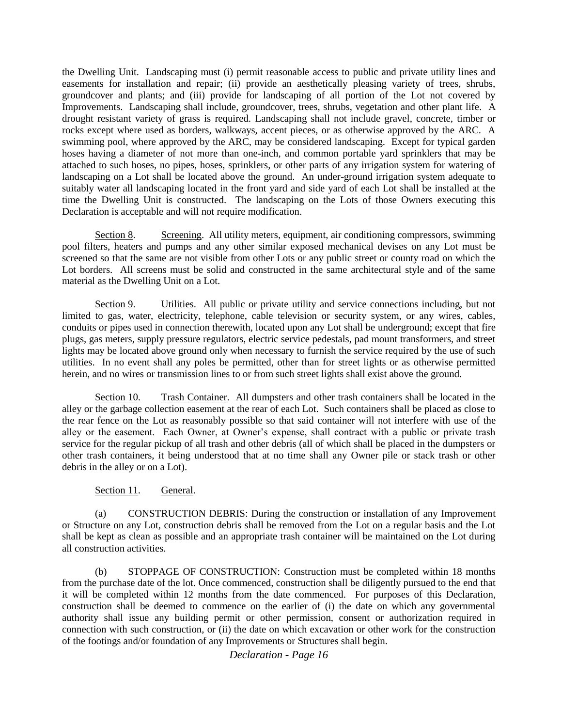the Dwelling Unit. Landscaping must (i) permit reasonable access to public and private utility lines and easements for installation and repair; (ii) provide an aesthetically pleasing variety of trees, shrubs, groundcover and plants; and (iii) provide for landscaping of all portion of the Lot not covered by Improvements. Landscaping shall include, groundcover, trees, shrubs, vegetation and other plant life. A drought resistant variety of grass is required. Landscaping shall not include gravel, concrete, timber or rocks except where used as borders, walkways, accent pieces, or as otherwise approved by the ARC. A swimming pool, where approved by the ARC, may be considered landscaping. Except for typical garden hoses having a diameter of not more than one-inch, and common portable yard sprinklers that may be attached to such hoses, no pipes, hoses, sprinklers, or other parts of any irrigation system for watering of landscaping on a Lot shall be located above the ground. An under-ground irrigation system adequate to suitably water all landscaping located in the front yard and side yard of each Lot shall be installed at the time the Dwelling Unit is constructed. The landscaping on the Lots of those Owners executing this Declaration is acceptable and will not require modification.

Section 8. Screening. All utility meters, equipment, air conditioning compressors, swimming pool filters, heaters and pumps and any other similar exposed mechanical devises on any Lot must be screened so that the same are not visible from other Lots or any public street or county road on which the Lot borders. All screens must be solid and constructed in the same architectural style and of the same material as the Dwelling Unit on a Lot.

Section 9. Utilities. All public or private utility and service connections including, but not limited to gas, water, electricity, telephone, cable television or security system, or any wires, cables, conduits or pipes used in connection therewith, located upon any Lot shall be underground; except that fire plugs, gas meters, supply pressure regulators, electric service pedestals, pad mount transformers, and street lights may be located above ground only when necessary to furnish the service required by the use of such utilities. In no event shall any poles be permitted, other than for street lights or as otherwise permitted herein, and no wires or transmission lines to or from such street lights shall exist above the ground.

Section 10. Trash Container. All dumpsters and other trash containers shall be located in the alley or the garbage collection easement at the rear of each Lot. Such containers shall be placed as close to the rear fence on the Lot as reasonably possible so that said container will not interfere with use of the alley or the easement. Each Owner, at Owner's expense, shall contract with a public or private trash service for the regular pickup of all trash and other debris (all of which shall be placed in the dumpsters or other trash containers, it being understood that at no time shall any Owner pile or stack trash or other debris in the alley or on a Lot).

Section 11. General.

(a) CONSTRUCTION DEBRIS: During the construction or installation of any Improvement or Structure on any Lot, construction debris shall be removed from the Lot on a regular basis and the Lot shall be kept as clean as possible and an appropriate trash container will be maintained on the Lot during all construction activities.

(b) STOPPAGE OF CONSTRUCTION: Construction must be completed within 18 months from the purchase date of the lot. Once commenced, construction shall be diligently pursued to the end that it will be completed within 12 months from the date commenced. For purposes of this Declaration, construction shall be deemed to commence on the earlier of (i) the date on which any governmental authority shall issue any building permit or other permission, consent or authorization required in connection with such construction, or (ii) the date on which excavation or other work for the construction of the footings and/or foundation of any Improvements or Structures shall begin.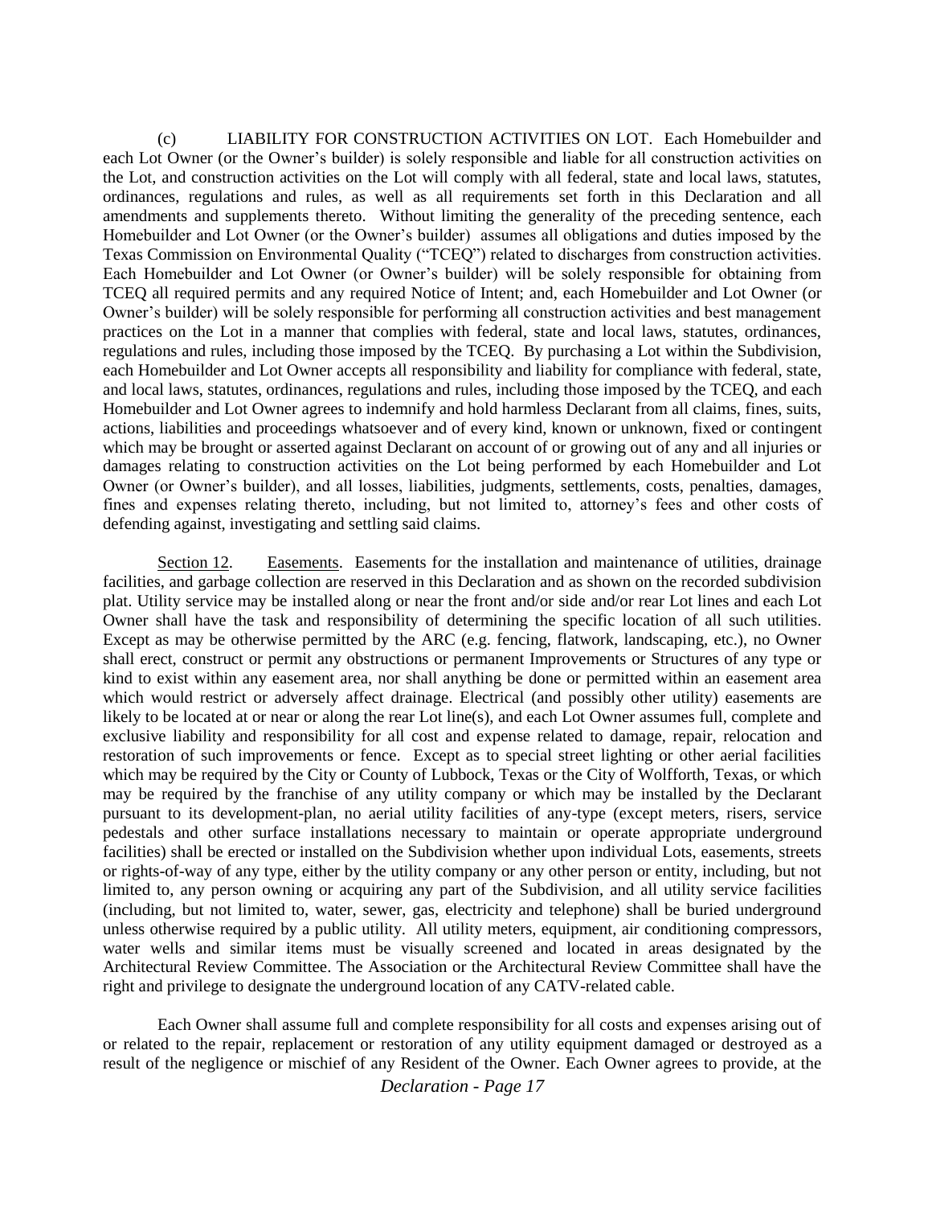(c) LIABILITY FOR CONSTRUCTION ACTIVITIES ON LOT. Each Homebuilder and each Lot Owner (or the Owner's builder) is solely responsible and liable for all construction activities on the Lot, and construction activities on the Lot will comply with all federal, state and local laws, statutes, ordinances, regulations and rules, as well as all requirements set forth in this Declaration and all amendments and supplements thereto. Without limiting the generality of the preceding sentence, each Homebuilder and Lot Owner (or the Owner's builder) assumes all obligations and duties imposed by the Texas Commission on Environmental Quality ("TCEQ") related to discharges from construction activities. Each Homebuilder and Lot Owner (or Owner's builder) will be solely responsible for obtaining from TCEQ all required permits and any required Notice of Intent; and, each Homebuilder and Lot Owner (or Owner's builder) will be solely responsible for performing all construction activities and best management practices on the Lot in a manner that complies with federal, state and local laws, statutes, ordinances, regulations and rules, including those imposed by the TCEQ. By purchasing a Lot within the Subdivision, each Homebuilder and Lot Owner accepts all responsibility and liability for compliance with federal, state, and local laws, statutes, ordinances, regulations and rules, including those imposed by the TCEQ, and each Homebuilder and Lot Owner agrees to indemnify and hold harmless Declarant from all claims, fines, suits, actions, liabilities and proceedings whatsoever and of every kind, known or unknown, fixed or contingent which may be brought or asserted against Declarant on account of or growing out of any and all injuries or damages relating to construction activities on the Lot being performed by each Homebuilder and Lot Owner (or Owner's builder), and all losses, liabilities, judgments, settlements, costs, penalties, damages, fines and expenses relating thereto, including, but not limited to, attorney's fees and other costs of defending against, investigating and settling said claims.

Section 12. Easements. Easements for the installation and maintenance of utilities, drainage facilities, and garbage collection are reserved in this Declaration and as shown on the recorded subdivision plat. Utility service may be installed along or near the front and/or side and/or rear Lot lines and each Lot Owner shall have the task and responsibility of determining the specific location of all such utilities. Except as may be otherwise permitted by the ARC (e.g. fencing, flatwork, landscaping, etc.), no Owner shall erect, construct or permit any obstructions or permanent Improvements or Structures of any type or kind to exist within any easement area, nor shall anything be done or permitted within an easement area which would restrict or adversely affect drainage. Electrical (and possibly other utility) easements are likely to be located at or near or along the rear Lot line(s), and each Lot Owner assumes full, complete and exclusive liability and responsibility for all cost and expense related to damage, repair, relocation and restoration of such improvements or fence. Except as to special street lighting or other aerial facilities which may be required by the City or County of Lubbock, Texas or the City of Wolfforth, Texas, or which may be required by the franchise of any utility company or which may be installed by the Declarant pursuant to its development-plan, no aerial utility facilities of any-type (except meters, risers, service pedestals and other surface installations necessary to maintain or operate appropriate underground facilities) shall be erected or installed on the Subdivision whether upon individual Lots, easements, streets or rights-of-way of any type, either by the utility company or any other person or entity, including, but not limited to, any person owning or acquiring any part of the Subdivision, and all utility service facilities (including, but not limited to, water, sewer, gas, electricity and telephone) shall be buried underground unless otherwise required by a public utility. All utility meters, equipment, air conditioning compressors, water wells and similar items must be visually screened and located in areas designated by the Architectural Review Committee. The Association or the Architectural Review Committee shall have the right and privilege to designate the underground location of any CATV-related cable.

Each Owner shall assume full and complete responsibility for all costs and expenses arising out of or related to the repair, replacement or restoration of any utility equipment damaged or destroyed as a result of the negligence or mischief of any Resident of the Owner. Each Owner agrees to provide, at the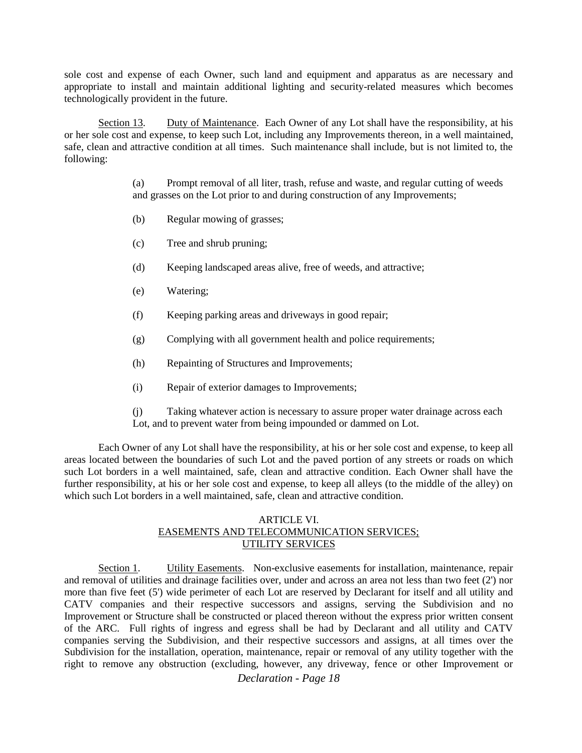sole cost and expense of each Owner, such land and equipment and apparatus as are necessary and appropriate to install and maintain additional lighting and security-related measures which becomes technologically provident in the future.

Section 13. Duty of Maintenance. Each Owner of any Lot shall have the responsibility, at his or her sole cost and expense, to keep such Lot, including any Improvements thereon, in a well maintained, safe, clean and attractive condition at all times. Such maintenance shall include, but is not limited to, the following:

(a) Prompt removal of all liter, trash, refuse and waste, and regular cutting of weeds and grasses on the Lot prior to and during construction of any Improvements;

(b) Regular mowing of grasses;

(c) Tree and shrub pruning;

(d) Keeping landscaped areas alive, free of weeds, and attractive;

(e) Watering;

(f) Keeping parking areas and driveways in good repair;

(g) Complying with all government health and police requirements;

(h) Repainting of Structures and Improvements;

(i) Repair of exterior damages to Improvements;

(j) Taking whatever action is necessary to assure proper water drainage across each Lot, and to prevent water from being impounded or dammed on Lot.

Each Owner of any Lot shall have the responsibility, at his or her sole cost and expense, to keep all areas located between the boundaries of such Lot and the paved portion of any streets or roads on which such Lot borders in a well maintained, safe, clean and attractive condition. Each Owner shall have the further responsibility, at his or her sole cost and expense, to keep all alleys (to the middle of the alley) on which such Lot borders in a well maintained, safe, clean and attractive condition.

## ARTICLE VI.
## EASEMENTS AND TELECOMMUNICATION SERVICES; UTILITY SERVICES

Section 1. Utility Easements. Non-exclusive easements for installation, maintenance, repair and removal of utilities and drainage facilities over, under and across an area not less than two feet (2') nor more than five feet (5') wide perimeter of each Lot are reserved by Declarant for itself and all utility and CATV companies and their respective successors and assigns, serving the Subdivision and no Improvement or Structure shall be constructed or placed thereon without the express prior written consent of the ARC. Full rights of ingress and egress shall be had by Declarant and all utility and CATV companies serving the Subdivision, and their respective successors and assigns, at all times over the Subdivision for the installation, operation, maintenance, repair or removal of any utility together with the right to remove any obstruction (excluding, however, any driveway, fence or other Improvement or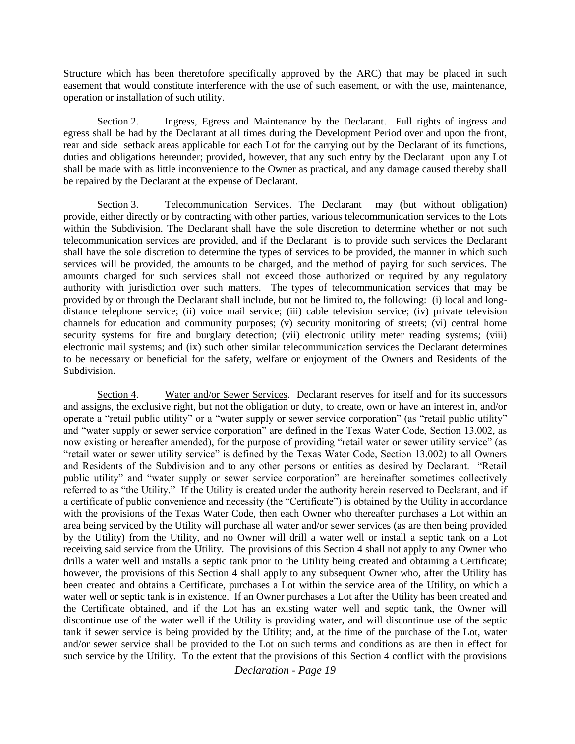Structure which has been theretofore specifically approved by the ARC) that may be placed in such easement that would constitute interference with the use of such easement, or with the use, maintenance, operation or installation of such utility.

Section 2. Ingress, Egress and Maintenance by the Declarant. Full rights of ingress and egress shall be had by the Declarant at all times during the Development Period over and upon the front, rear and side setback areas applicable for each Lot for the carrying out by the Declarant of its functions, duties and obligations hereunder; provided, however, that any such entry by the Declarant upon any Lot shall be made with as little inconvenience to the Owner as practical, and any damage caused thereby shall be repaired by the Declarant at the expense of Declarant.

Section 3. Telecommunication Services. The Declarant may (but without obligation) provide, either directly or by contracting with other parties, various telecommunication services to the Lots within the Subdivision. The Declarant shall have the sole discretion to determine whether or not such telecommunication services are provided, and if the Declarant is to provide such services the Declarant shall have the sole discretion to determine the types of services to be provided, the manner in which such services will be provided, the amounts to be charged, and the method of paying for such services. The amounts charged for such services shall not exceed those authorized or required by any regulatory authority with jurisdiction over such matters. The types of telecommunication services that may be provided by or through the Declarant shall include, but not be limited to, the following: (i) local and long-distance telephone service; (ii) voice mail service; (iii) cable television service; (iv) private television channels for education and community purposes; (v) security monitoring of streets; (vi) central home security systems for fire and burglary detection; (vii) electronic utility meter reading systems; (viii) electronic mail systems; and (ix) such other similar telecommunication services the Declarant determines to be necessary or beneficial for the safety, welfare or enjoyment of the Owners and Residents of the Subdivision.

Section 4. Water and/or Sewer Services. Declarant reserves for itself and for its successors and assigns, the exclusive right, but not the obligation or duty, to create, own or have an interest in, and/or operate a "retail public utility" or a "water supply or sewer service corporation" (as "retail public utility" and "water supply or sewer service corporation" are defined in the Texas Water Code, Section 13.002, as now existing or hereafter amended), for the purpose of providing "retail water or sewer utility service" (as "retail water or sewer utility service" is defined by the Texas Water Code, Section 13.002) to all Owners and Residents of the Subdivision and to any other persons or entities as desired by Declarant. "Retail public utility" and "water supply or sewer service corporation" are hereinafter sometimes collectively referred to as "the Utility." If the Utility is created under the authority herein reserved to Declarant, and if a certificate of public convenience and necessity (the "Certificate") is obtained by the Utility in accordance with the provisions of the Texas Water Code, then each Owner who thereafter purchases a Lot within an area being serviced by the Utility will purchase all water and/or sewer services (as are then being provided by the Utility) from the Utility, and no Owner will drill a water well or install a septic tank on a Lot receiving said service from the Utility. The provisions of this Section 4 shall not apply to any Owner who drills a water well and installs a septic tank prior to the Utility being created and obtaining a Certificate; however, the provisions of this Section 4 shall apply to any subsequent Owner who, after the Utility has been created and obtains a Certificate, purchases a Lot within the service area of the Utility, on which a water well or septic tank is in existence. If an Owner purchases a Lot after the Utility has been created and the Certificate obtained, and if the Lot has an existing water well and septic tank, the Owner will discontinue use of the water well if the Utility is providing water, and will discontinue use of the septic tank if sewer service is being provided by the Utility; and, at the time of the purchase of the Lot, water and/or sewer service shall be provided to the Lot on such terms and conditions as are then in effect for such service by the Utility. To the extent that the provisions of this Section 4 conflict with the provisions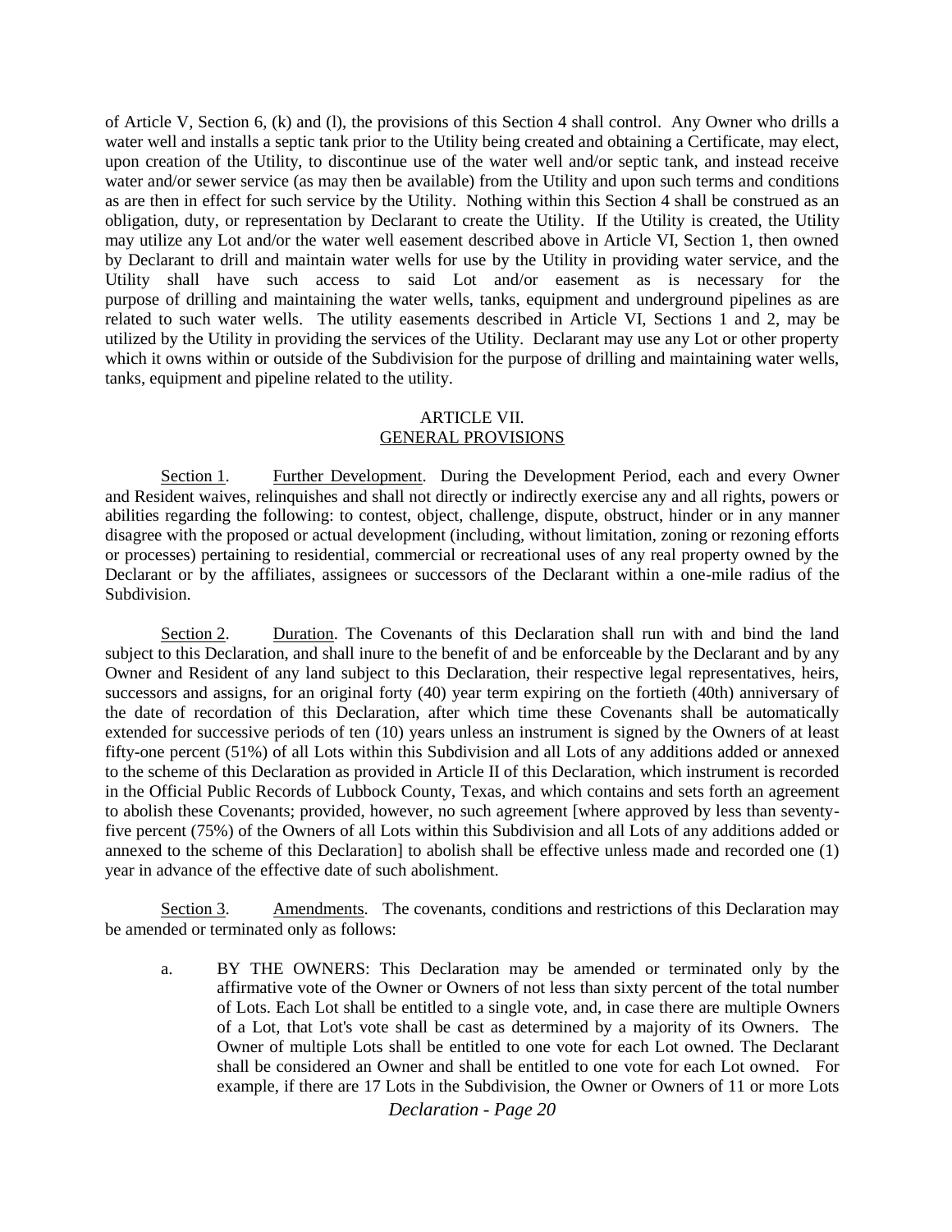of Article V, Section 6, (k) and (l), the provisions of this Section 4 shall control. Any Owner who drills a water well and installs a septic tank prior to the Utility being created and obtaining a Certificate, may elect, upon creation of the Utility, to discontinue use of the water well and/or septic tank, and instead receive water and/or sewer service (as may then be available) from the Utility and upon such terms and conditions as are then in effect for such service by the Utility. Nothing within this Section 4 shall be construed as an obligation, duty, or representation by Declarant to create the Utility. If the Utility is created, the Utility may utilize any Lot and/or the water well easement described above in Article VI, Section 1, then owned by Declarant to drill and maintain water wells for use by the Utility in providing water service, and the Utility shall have such access to said Lot and/or easement as is necessary for the purpose of drilling and maintaining the water wells, tanks, equipment and underground pipelines as are related to such water wells. The utility easements described in Article VI, Sections 1 and 2, may be utilized by the Utility in providing the services of the Utility. Declarant may use any Lot or other property which it owns within or outside of the Subdivision for the purpose of drilling and maintaining water wells, tanks, equipment and pipeline related to the utility.

## ARTICLE VII.
## GENERAL PROVISIONS

Section 1. Further Development. During the Development Period, each and every Owner and Resident waives, relinquishes and shall not directly or indirectly exercise any and all rights, powers or abilities regarding the following: to contest, object, challenge, dispute, obstruct, hinder or in any manner disagree with the proposed or actual development (including, without limitation, zoning or rezoning efforts or processes) pertaining to residential, commercial or recreational uses of any real property owned by the Declarant or by the affiliates, assignees or successors of the Declarant within a one-mile radius of the Subdivision.

Section 2. Duration. The Covenants of this Declaration shall run with and bind the land subject to this Declaration, and shall inure to the benefit of and be enforceable by the Declarant and by any Owner and Resident of any land subject to this Declaration, their respective legal representatives, heirs, successors and assigns, for an original forty (40) year term expiring on the fortieth (40th) anniversary of the date of recordation of this Declaration, after which time these Covenants shall be automatically extended for successive periods of ten (10) years unless an instrument is signed by the Owners of at least fifty-one percent (51%) of all Lots within this Subdivision and all Lots of any additions added or annexed to the scheme of this Declaration as provided in Article II of this Declaration, which instrument is recorded in the Official Public Records of Lubbock County, Texas, and which contains and sets forth an agreement to abolish these Covenants; provided, however, no such agreement [where approved by less than seventy-five percent (75%) of the Owners of all Lots within this Subdivision and all Lots of any additions added or annexed to the scheme of this Declaration] to abolish shall be effective unless made and recorded one (1) year in advance of the effective date of such abolishment.

Section 3. Amendments. The covenants, conditions and restrictions of this Declaration may be amended or terminated only as follows:

a. BY THE OWNERS: This Declaration may be amended or terminated only by the affirmative vote of the Owner or Owners of not less than sixty percent of the total number of Lots. Each Lot shall be entitled to a single vote, and, in case there are multiple Owners of a Lot, that Lot's vote shall be cast as determined by a majority of its Owners. The Owner of multiple Lots shall be entitled to one vote for each Lot owned. The Declarant shall be considered an Owner and shall be entitled to one vote for each Lot owned. For example, if there are 17 Lots in the Subdivision, the Owner or Owners of 11 or more Lots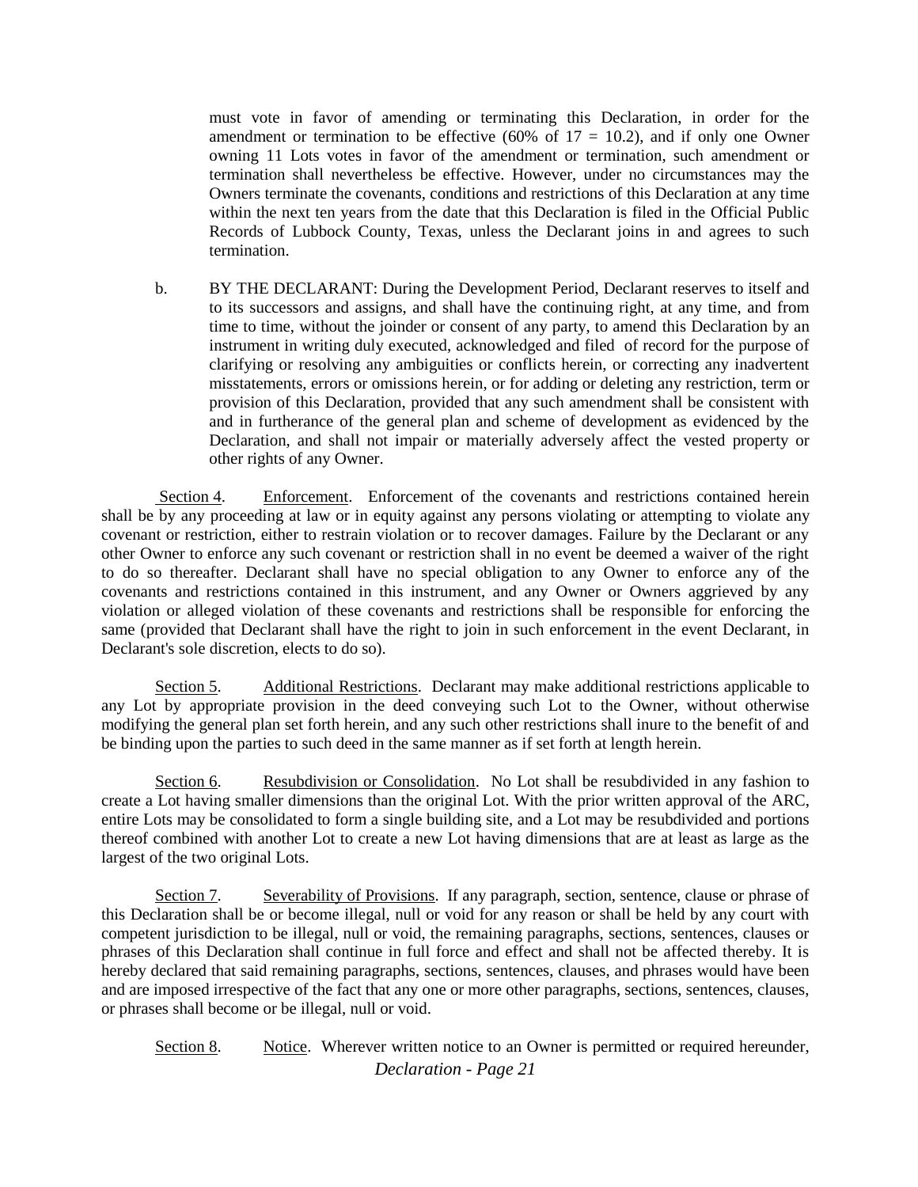must vote in favor of amending or terminating this Declaration, in order for the amendment or termination to be effective (60% of 17 = 10.2), and if only one Owner owning 11 Lots votes in favor of the amendment or termination, such amendment or termination shall nevertheless be effective. However, under no circumstances may the Owners terminate the covenants, conditions and restrictions of this Declaration at any time within the next ten years from the date that this Declaration is filed in the Official Public Records of Lubbock County, Texas, unless the Declarant joins in and agrees to such termination.

b. BY THE DECLARANT: During the Development Period, Declarant reserves to itself and to its successors and assigns, and shall have the continuing right, at any time, and from time to time, without the joinder or consent of any party, to amend this Declaration by an instrument in writing duly executed, acknowledged and filed of record for the purpose of clarifying or resolving any ambiguities or conflicts herein, or correcting any inadvertent misstatements, errors or omissions herein, or for adding or deleting any restriction, term or provision of this Declaration, provided that any such amendment shall be consistent with and in furtherance of the general plan and scheme of development as evidenced by the Declaration, and shall not impair or materially adversely affect the vested property or other rights of any Owner.

Section 4. Enforcement. Enforcement of the covenants and restrictions contained herein shall be by any proceeding at law or in equity against any persons violating or attempting to violate any covenant or restriction, either to restrain violation or to recover damages. Failure by the Declarant or any other Owner to enforce any such covenant or restriction shall in no event be deemed a waiver of the right to do so thereafter. Declarant shall have no special obligation to any Owner to enforce any of the covenants and restrictions contained in this instrument, and any Owner or Owners aggrieved by any violation or alleged violation of these covenants and restrictions shall be responsible for enforcing the same (provided that Declarant shall have the right to join in such enforcement in the event Declarant, in Declarant's sole discretion, elects to do so).

Section 5. Additional Restrictions. Declarant may make additional restrictions applicable to any Lot by appropriate provision in the deed conveying such Lot to the Owner, without otherwise modifying the general plan set forth herein, and any such other restrictions shall inure to the benefit of and be binding upon the parties to such deed in the same manner as if set forth at length herein.

Section 6. Resubdivision or Consolidation. No Lot shall be resubdivided in any fashion to create a Lot having smaller dimensions than the original Lot. With the prior written approval of the ARC, entire Lots may be consolidated to form a single building site, and a Lot may be resubdivided and portions thereof combined with another Lot to create a new Lot having dimensions that are at least as large as the largest of the two original Lots.

Section 7. Severability of Provisions. If any paragraph, section, sentence, clause or phrase of this Declaration shall be or become illegal, null or void for any reason or shall be held by any court with competent jurisdiction to be illegal, null or void, the remaining paragraphs, sections, sentences, clauses or phrases of this Declaration shall continue in full force and effect and shall not be affected thereby. It is hereby declared that said remaining paragraphs, sections, sentences, clauses, and phrases would have been and are imposed irrespective of the fact that any one or more other paragraphs, sections, sentences, clauses, or phrases shall become or be illegal, null or void.

Section 8. Notice. Wherever written notice to an Owner is permitted or required hereunder,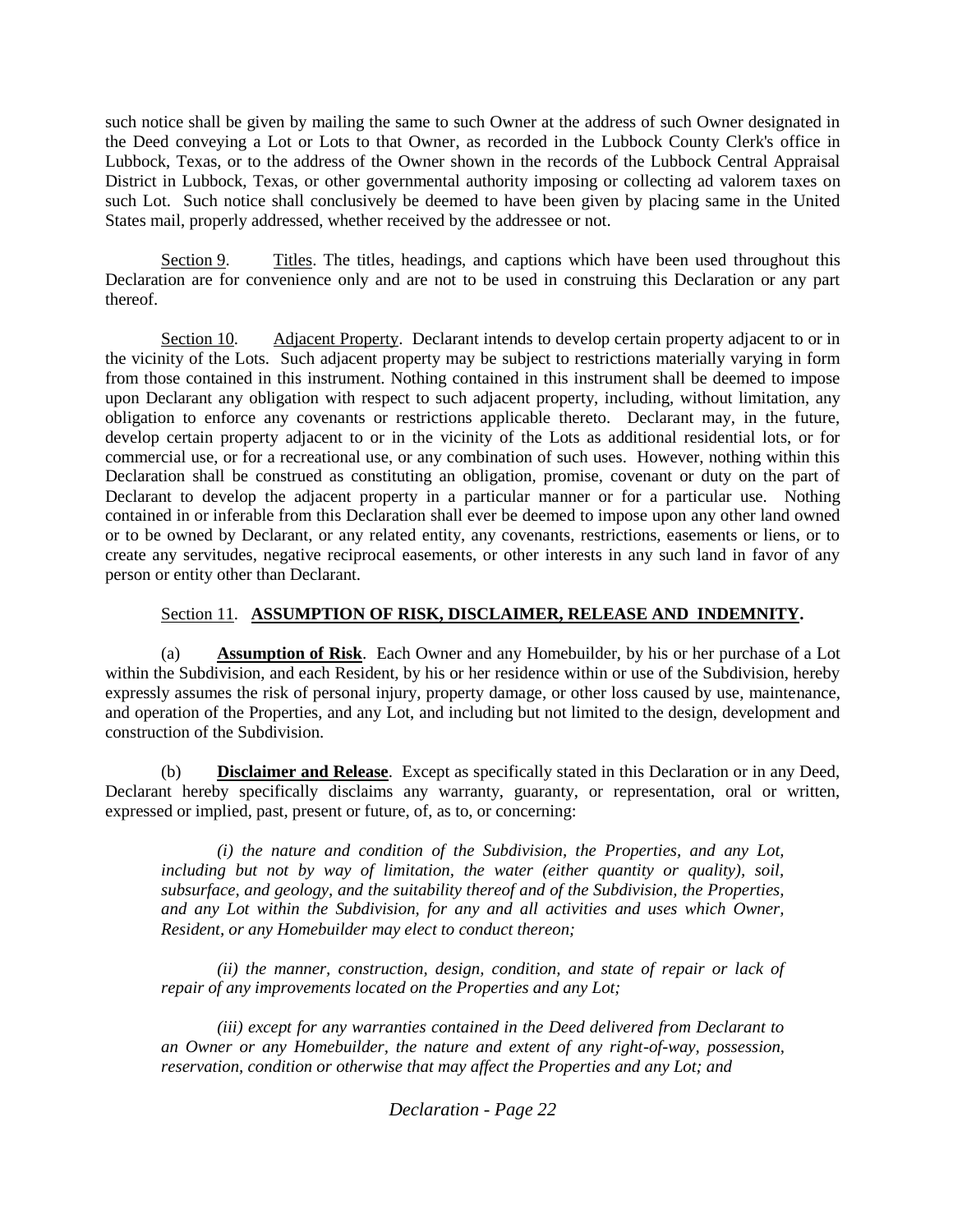such notice shall be given by mailing the same to such Owner at the address of such Owner designated in the Deed conveying a Lot or Lots to that Owner, as recorded in the Lubbock County Clerk's office in Lubbock, Texas, or to the address of the Owner shown in the records of the Lubbock Central Appraisal District in Lubbock, Texas, or other governmental authority imposing or collecting ad valorem taxes on such Lot. Such notice shall conclusively be deemed to have been given by placing same in the United States mail, properly addressed, whether received by the addressee or not.

Section 9. Titles. The titles, headings, and captions which have been used throughout this Declaration are for convenience only and are not to be used in construing this Declaration or any part thereof.

Section 10. Adjacent Property. Declarant intends to develop certain property adjacent to or in the vicinity of the Lots. Such adjacent property may be subject to restrictions materially varying in form from those contained in this instrument. Nothing contained in this instrument shall be deemed to impose upon Declarant any obligation with respect to such adjacent property, including, without limitation, any obligation to enforce any covenants or restrictions applicable thereto. Declarant may, in the future, develop certain property adjacent to or in the vicinity of the Lots as additional residential lots, or for commercial use, or for a recreational use, or any combination of such uses. However, nothing within this Declaration shall be construed as constituting an obligation, promise, covenant or duty on the part of Declarant to develop the adjacent property in a particular manner or for a particular use. Nothing contained in or inferable from this Declaration shall ever be deemed to impose upon any other land owned or to be owned by Declarant, or any related entity, any covenants, restrictions, easements or liens, or to create any servitudes, negative reciprocal easements, or other interests in any such land in favor of any person or entity other than Declarant.

Section 11. **ASSUMPTION OF RISK, DISCLAIMER, RELEASE AND INDEMNITY.**

(a) **Assumption of Risk**. Each Owner and any Homebuilder, by his or her purchase of a Lot within the Subdivision, and each Resident, by his or her residence within or use of the Subdivision, hereby expressly assumes the risk of personal injury, property damage, or other loss caused by use, maintenance, and operation of the Properties, and any Lot, and including but not limited to the design, development and construction of the Subdivision.

(b) **Disclaimer and Release**. Except as specifically stated in this Declaration or in any Deed, Declarant hereby specifically disclaims any warranty, guaranty, or representation, oral or written, expressed or implied, past, present or future, of, as to, or concerning:

*(i) the nature and condition of the Subdivision, the Properties, and any Lot, including but not by way of limitation, the water (either quantity or quality), soil, subsurface, and geology, and the suitability thereof and of the Subdivision, the Properties, and any Lot within the Subdivision, for any and all activities and uses which Owner, Resident, or any Homebuilder may elect to conduct thereon;*

*(ii) the manner, construction, design, condition, and state of repair or lack of repair of any improvements located on the Properties and any Lot;*

*(iii) except for any warranties contained in the Deed delivered from Declarant to an Owner or any Homebuilder, the nature and extent of any right-of-way, possession, reservation, condition or otherwise that may affect the Properties and any Lot; and*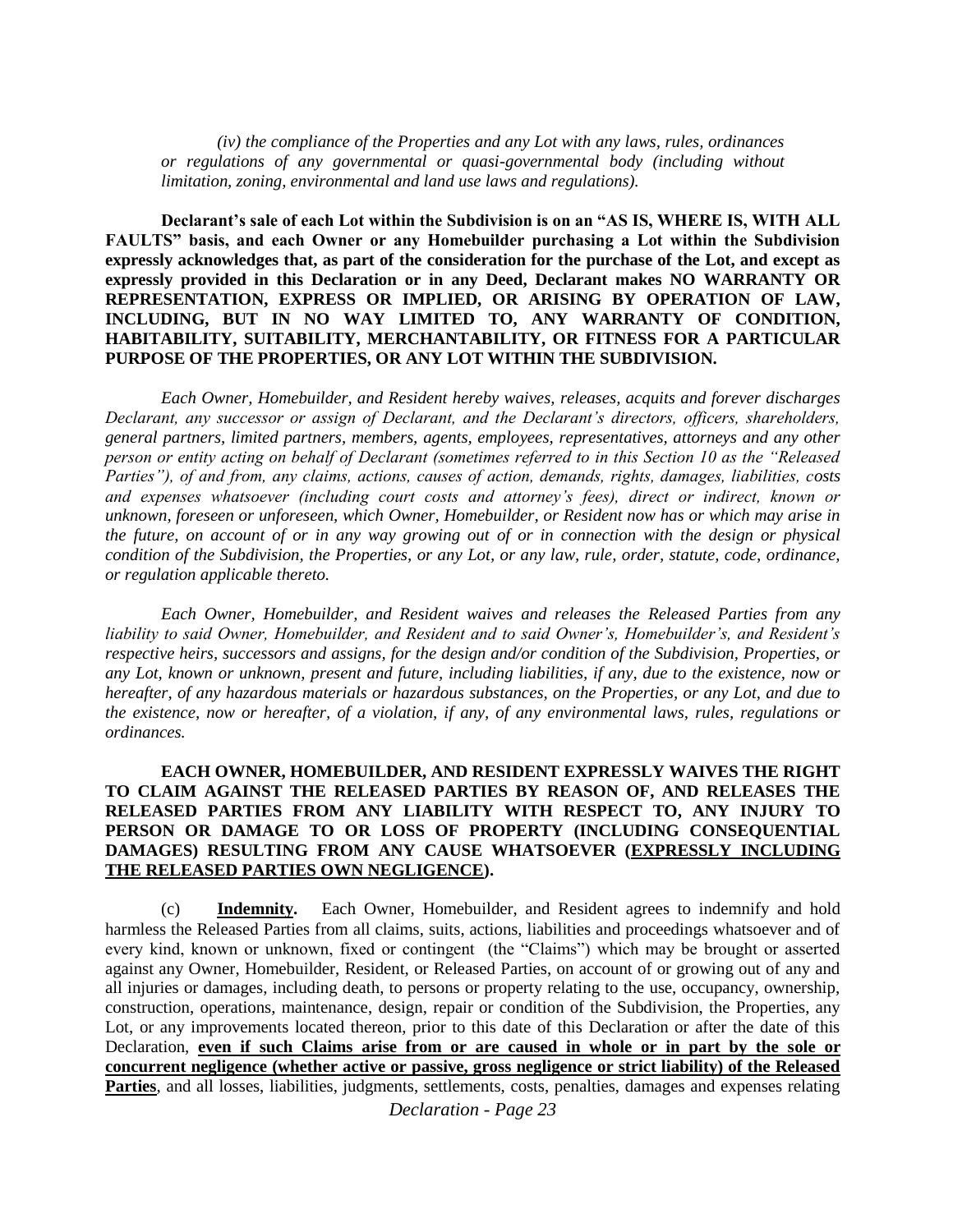*(iv) the compliance of the Properties and any Lot with any laws, rules, ordinances or regulations of any governmental or quasi-governmental body (including without limitation, zoning, environmental and land use laws and regulations).*

**Declarant's sale of each Lot within the Subdivision is on an "AS IS, WHERE IS, WITH ALL FAULTS" basis, and each Owner or any Homebuilder purchasing a Lot within the Subdivision expressly acknowledges that, as part of the consideration for the purchase of the Lot, and except as expressly provided in this Declaration or in any Deed, Declarant makes NO WARRANTY OR REPRESENTATION, EXPRESS OR IMPLIED, OR ARISING BY OPERATION OF LAW, INCLUDING, BUT IN NO WAY LIMITED TO, ANY WARRANTY OF CONDITION, HABITABILITY, SUITABILITY, MERCHANTABILITY, OR FITNESS FOR A PARTICULAR PURPOSE OF THE PROPERTIES, OR ANY LOT WITHIN THE SUBDIVISION.**

*Each Owner, Homebuilder, and Resident hereby waives, releases, acquits and forever discharges Declarant, any successor or assign of Declarant, and the Declarant's directors, officers, shareholders, general partners, limited partners, members, agents, employees, representatives, attorneys and any other person or entity acting on behalf of Declarant (sometimes referred to in this Section 10 as the "Released Parties"), of and from, any claims, actions, causes of action, demands, rights, damages, liabilities, costs and expenses whatsoever (including court costs and attorney's fees), direct or indirect, known or unknown, foreseen or unforeseen, which Owner, Homebuilder, or Resident now has or which may arise in the future, on account of or in any way growing out of or in connection with the design or physical condition of the Subdivision, the Properties, or any Lot, or any law, rule, order, statute, code, ordinance, or regulation applicable thereto.*

*Each Owner, Homebuilder, and Resident waives and releases the Released Parties from any liability to said Owner, Homebuilder, and Resident and to said Owner's, Homebuilder's, and Resident's respective heirs, successors and assigns, for the design and/or condition of the Subdivision, Properties, or any Lot, known or unknown, present and future, including liabilities, if any, due to the existence, now or hereafter, of any hazardous materials or hazardous substances, on the Properties, or any Lot, and due to the existence, now or hereafter, of a violation, if any, of any environmental laws, rules, regulations or ordinances.*

**EACH OWNER, HOMEBUILDER, AND RESIDENT EXPRESSLY WAIVES THE RIGHT TO CLAIM AGAINST THE RELEASED PARTIES BY REASON OF, AND RELEASES THE RELEASED PARTIES FROM ANY LIABILITY WITH RESPECT TO, ANY INJURY TO PERSON OR DAMAGE TO OR LOSS OF PROPERTY (INCLUDING CONSEQUENTIAL DAMAGES) RESULTING FROM ANY CAUSE WHATSOEVER (<u>EXPRESSLY INCLUDING THE RELEASED PARTIES OWN NEGLIGENCE</u>).**

(c) **<u>Indemnity.</u>** Each Owner, Homebuilder, and Resident agrees to indemnify and hold harmless the Released Parties from all claims, suits, actions, liabilities and proceedings whatsoever and of every kind, known or unknown, fixed or contingent (the "Claims") which may be brought or asserted against any Owner, Homebuilder, Resident, or Released Parties, on account of or growing out of any and all injuries or damages, including death, to persons or property relating to the use, occupancy, ownership, construction, operations, maintenance, design, repair or condition of the Subdivision, the Properties, any Lot, or any improvements located thereon, prior to this date of this Declaration or after the date of this Declaration, **<u>even if such Claims arise from or are caused in whole or in part by the sole or concurrent negligence (whether active or passive, gross negligence or strict liability) of the Released Parties</u>**, and all losses, liabilities, judgments, settlements, costs, penalties, damages and expenses relating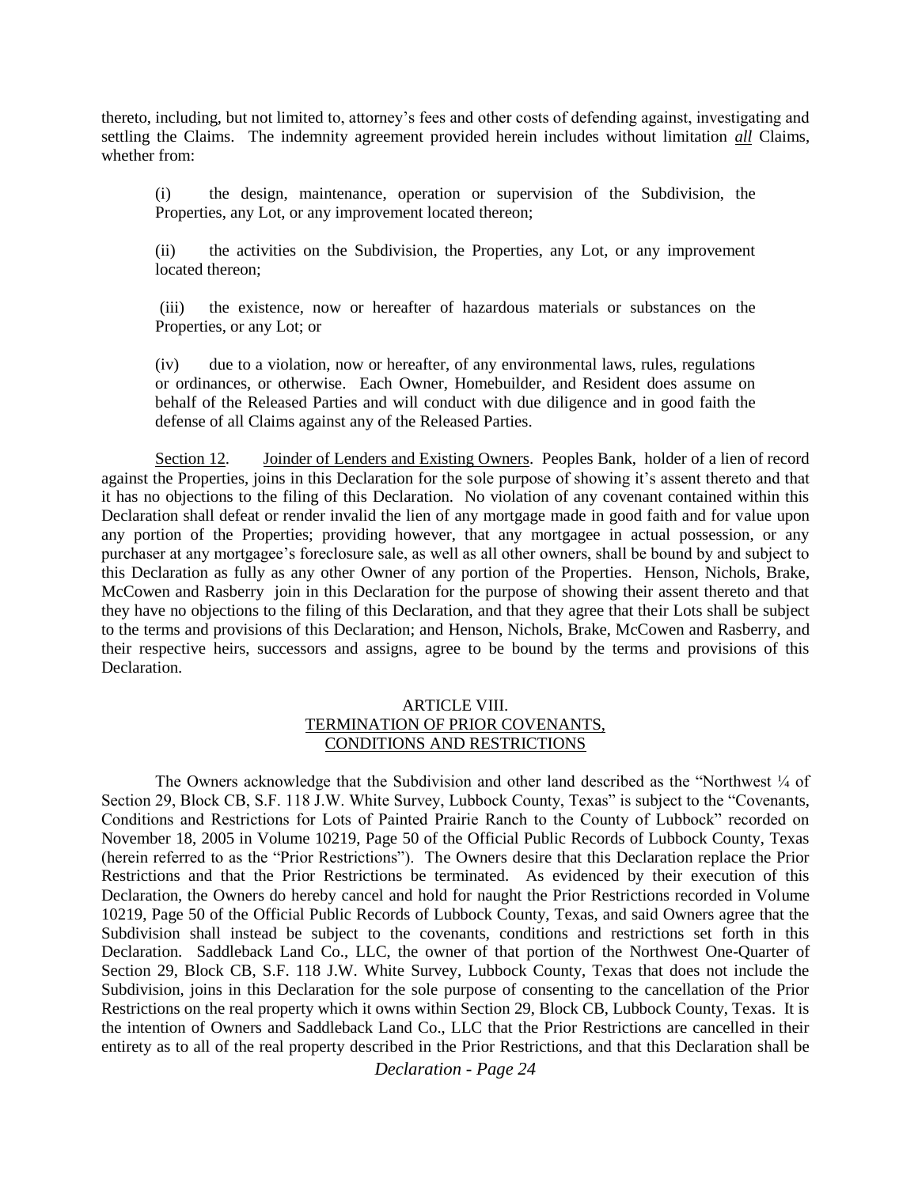thereto, including, but not limited to, attorney's fees and other costs of defending against, investigating and settling the Claims. The indemnity agreement provided herein includes without limitation ***all*** Claims, whether from:

(i) the design, maintenance, operation or supervision of the Subdivision, the Properties, any Lot, or any improvement located thereon;

(ii) the activities on the Subdivision, the Properties, any Lot, or any improvement located thereon;

(iii) the existence, now or hereafter of hazardous materials or substances on the Properties, or any Lot; or

(iv) due to a violation, now or hereafter, of any environmental laws, rules, regulations or ordinances, or otherwise. Each Owner, Homebuilder, and Resident does assume on behalf of the Released Parties and will conduct with due diligence and in good faith the defense of all Claims against any of the Released Parties.

Section 12. Joinder of Lenders and Existing Owners. Peoples Bank, holder of a lien of record against the Properties, joins in this Declaration for the sole purpose of showing it's assent thereto and that it has no objections to the filing of this Declaration. No violation of any covenant contained within this Declaration shall defeat or render invalid the lien of any mortgage made in good faith and for value upon any portion of the Properties; providing however, that any mortgagee in actual possession, or any purchaser at any mortgagee's foreclosure sale, as well as all other owners, shall be bound by and subject to this Declaration as fully as any other Owner of any portion of the Properties. Henson, Nichols, Brake, McCowen and Rasberry join in this Declaration for the purpose of showing their assent thereto and that they have no objections to the filing of this Declaration, and that they agree that their Lots shall be subject to the terms and provisions of this Declaration; and Henson, Nichols, Brake, McCowen and Rasberry, and their respective heirs, successors and assigns, agree to be bound by the terms and provisions of this Declaration.

## ARTICLE VIII.
## TERMINATION OF PRIOR COVENANTS, CONDITIONS AND RESTRICTIONS

The Owners acknowledge that the Subdivision and other land described as the "Northwest ¼ of Section 29, Block CB, S.F. 118 J.W. White Survey, Lubbock County, Texas" is subject to the "Covenants, Conditions and Restrictions for Lots of Painted Prairie Ranch to the County of Lubbock" recorded on November 18, 2005 in Volume 10219, Page 50 of the Official Public Records of Lubbock County, Texas (herein referred to as the "Prior Restrictions"). The Owners desire that this Declaration replace the Prior Restrictions and that the Prior Restrictions be terminated. As evidenced by their execution of this Declaration, the Owners do hereby cancel and hold for naught the Prior Restrictions recorded in Volume 10219, Page 50 of the Official Public Records of Lubbock County, Texas, and said Owners agree that the Subdivision shall instead be subject to the covenants, conditions and restrictions set forth in this Declaration. Saddleback Land Co., LLC, the owner of that portion of the Northwest One-Quarter of Section 29, Block CB, S.F. 118 J.W. White Survey, Lubbock County, Texas that does not include the Subdivision, joins in this Declaration for the sole purpose of consenting to the cancellation of the Prior Restrictions on the real property which it owns within Section 29, Block CB, Lubbock County, Texas. It is the intention of Owners and Saddleback Land Co., LLC that the Prior Restrictions are cancelled in their entirety as to all of the real property described in the Prior Restrictions, and that this Declaration shall be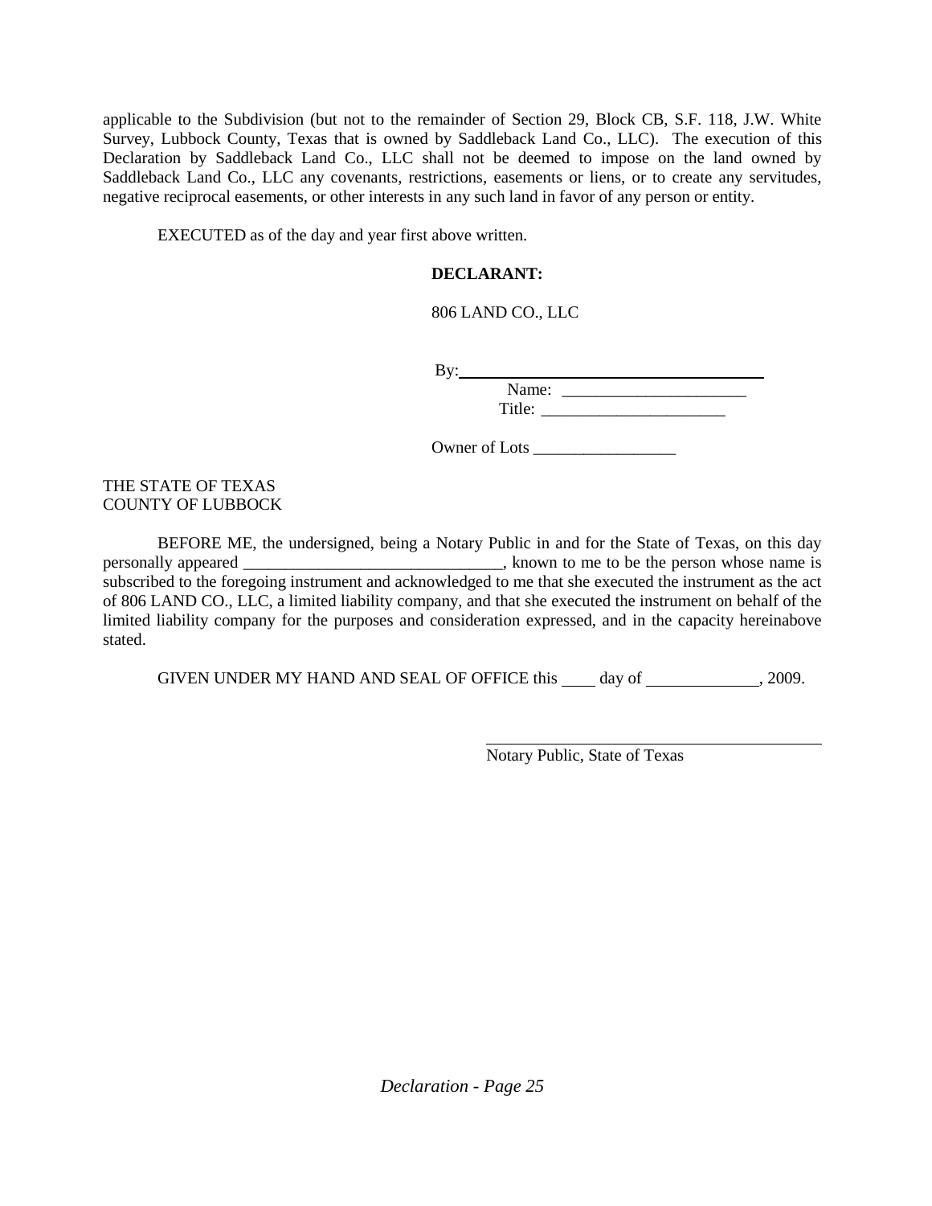applicable to the Subdivision (but not to the remainder of Section 29, Block CB, S.F. 118, J.W. White Survey, Lubbock County, Texas that is owned by Saddleback Land Co., LLC). The execution of this Declaration by Saddleback Land Co., LLC shall not be deemed to impose on the land owned by Saddleback Land Co., LLC any covenants, restrictions, easements or liens, or to create any servitudes, negative reciprocal easements, or other interests in any such land in favor of any person or entity.

EXECUTED as of the day and year first above written.

**DECLARANT:**

806 LAND CO., LLC

By:______________________________________

Name: ______________________

Title: ______________________

Owner of Lots _________________

THE STATE OF TEXAS
COUNTY OF LUBBOCK

BEFORE ME, the undersigned, being a Notary Public in and for the State of Texas, on this day personally appeared _______________________________, known to me to be the person whose name is subscribed to the foregoing instrument and acknowledged to me that she executed the instrument as the act of 806 LAND CO., LLC, a limited liability company, and that she executed the instrument on behalf of the limited liability company for the purposes and consideration expressed, and in the capacity hereinabove stated.

GIVEN UNDER MY HAND AND SEAL OF OFFICE this ____ day of _____________, 2009.

_________________________________________
Notary Public, State of Texas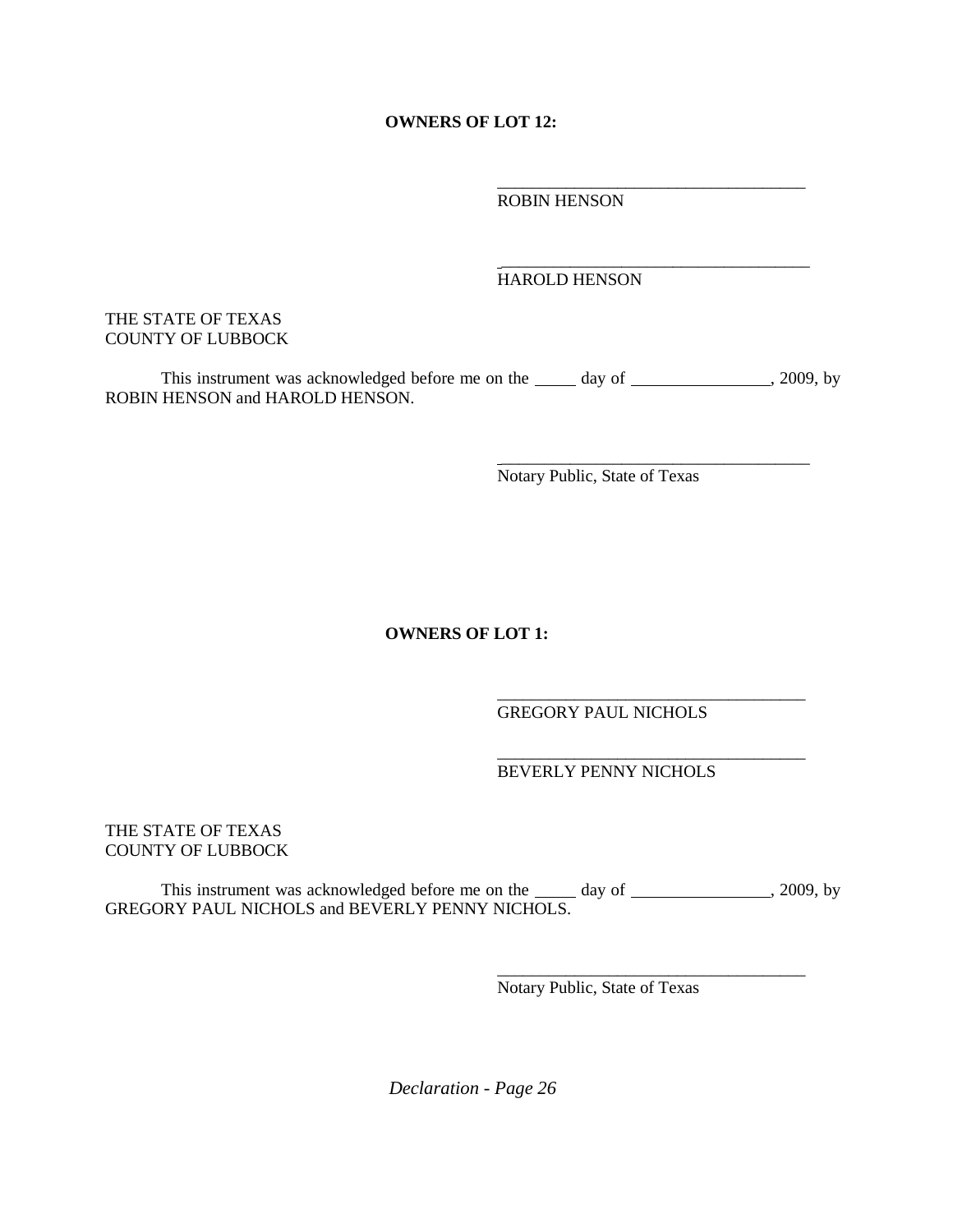**OWNERS OF LOT 12:**

\_\_\_\_\_\_\_\_\_\_\_\_\_\_\_\_\_\_\_\_\_\_\_\_\_\_\_\_\_\_\_\_\_\_\_\_\_
ROBIN HENSON

\_\_\_\_\_\_\_\_\_\_\_\_\_\_\_\_\_\_\_\_\_\_\_\_\_\_\_\_\_\_\_\_\_\_\_\_\_
HAROLD HENSON

THE STATE OF TEXAS
COUNTY OF LUBBOCK

This instrument was acknowledged before me on the \_\_\_\_\_ day of \_\_\_\_\_\_\_\_\_\_\_\_\_\_\_\_, 2009, by ROBIN HENSON and HAROLD HENSON.

\_\_\_\_\_\_\_\_\_\_\_\_\_\_\_\_\_\_\_\_\_\_\_\_\_\_\_\_\_\_\_\_\_\_\_\_\_
Notary Public, State of Texas

**OWNERS OF LOT 1:**

\_\_\_\_\_\_\_\_\_\_\_\_\_\_\_\_\_\_\_\_\_\_\_\_\_\_\_\_\_\_\_\_\_\_\_\_\_
GREGORY PAUL NICHOLS

\_\_\_\_\_\_\_\_\_\_\_\_\_\_\_\_\_\_\_\_\_\_\_\_\_\_\_\_\_\_\_\_\_\_\_\_\_
BEVERLY PENNY NICHOLS

THE STATE OF TEXAS
COUNTY OF LUBBOCK

This instrument was acknowledged before me on the \_\_\_\_\_ day of \_\_\_\_\_\_\_\_\_\_\_\_\_\_\_\_, 2009, by GREGORY PAUL NICHOLS and BEVERLY PENNY NICHOLS.

\_\_\_\_\_\_\_\_\_\_\_\_\_\_\_\_\_\_\_\_\_\_\_\_\_\_\_\_\_\_\_\_\_\_\_\_\_
Notary Public, State of Texas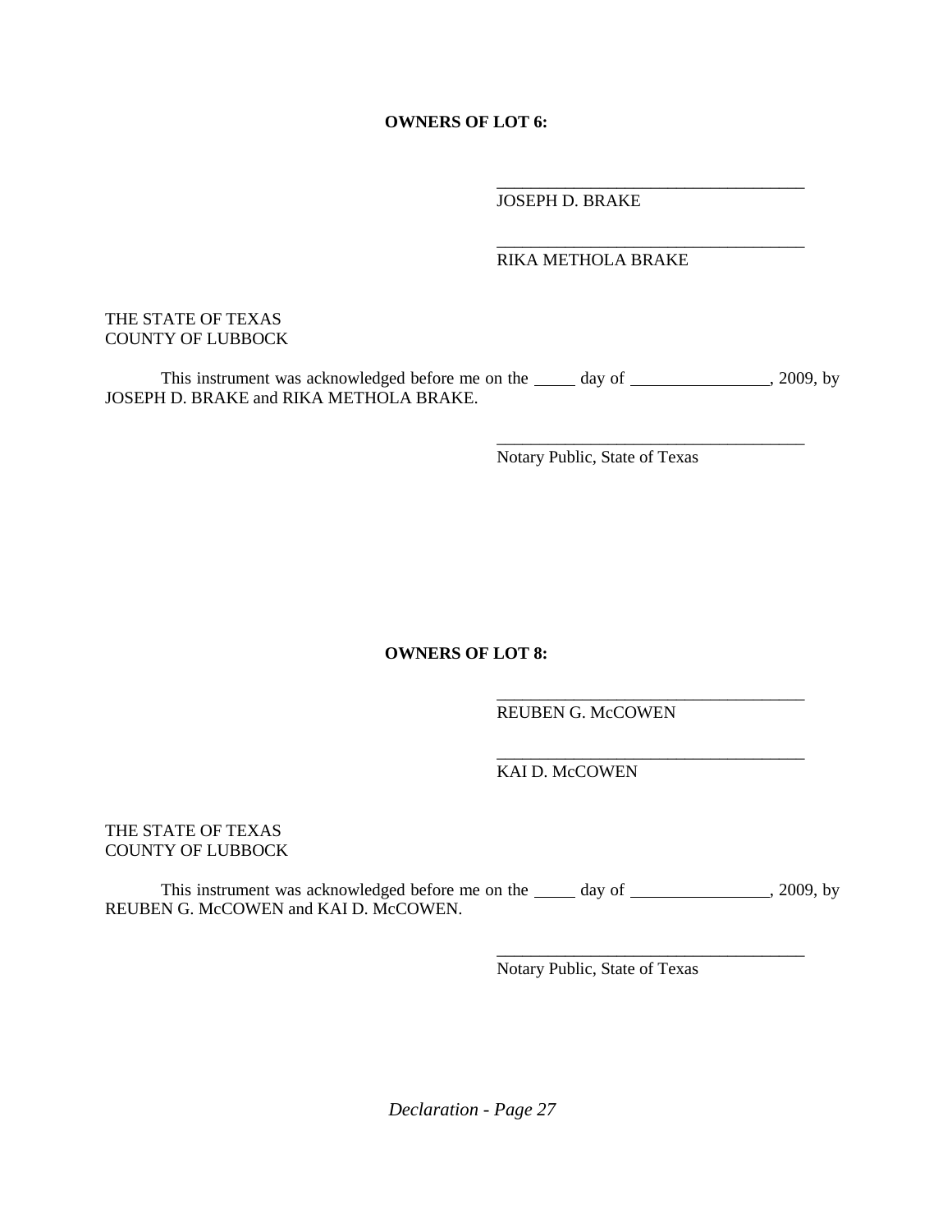**OWNERS OF LOT 6:**

\_\_\_\_\_\_\_\_\_\_\_\_\_\_\_\_\_\_\_\_\_\_\_\_\_\_\_\_\_\_\_\_\_\_\_\_
JOSEPH D. BRAKE

\_\_\_\_\_\_\_\_\_\_\_\_\_\_\_\_\_\_\_\_\_\_\_\_\_\_\_\_\_\_\_\_\_\_\_\_
RIKA METHOLA BRAKE

THE STATE OF TEXAS
COUNTY OF LUBBOCK

This instrument was acknowledged before me on the \_\_\_\_\_ day of \_\_\_\_\_\_\_\_\_\_\_\_\_\_\_\_, 2009, by JOSEPH D. BRAKE and RIKA METHOLA BRAKE.

\_\_\_\_\_\_\_\_\_\_\_\_\_\_\_\_\_\_\_\_\_\_\_\_\_\_\_\_\_\_\_\_\_\_\_\_
Notary Public, State of Texas

**OWNERS OF LOT 8:**

\_\_\_\_\_\_\_\_\_\_\_\_\_\_\_\_\_\_\_\_\_\_\_\_\_\_\_\_\_\_\_\_\_\_\_\_
REUBEN G. McCOWEN

\_\_\_\_\_\_\_\_\_\_\_\_\_\_\_\_\_\_\_\_\_\_\_\_\_\_\_\_\_\_\_\_\_\_\_\_
KAI D. McCOWEN

THE STATE OF TEXAS
COUNTY OF LUBBOCK

This instrument was acknowledged before me on the \_\_\_\_\_ day of \_\_\_\_\_\_\_\_\_\_\_\_\_\_\_\_, 2009, by REUBEN G. McCOWEN and KAI D. McCOWEN.

\_\_\_\_\_\_\_\_\_\_\_\_\_\_\_\_\_\_\_\_\_\_\_\_\_\_\_\_\_\_\_\_\_\_\_\_
Notary Public, State of Texas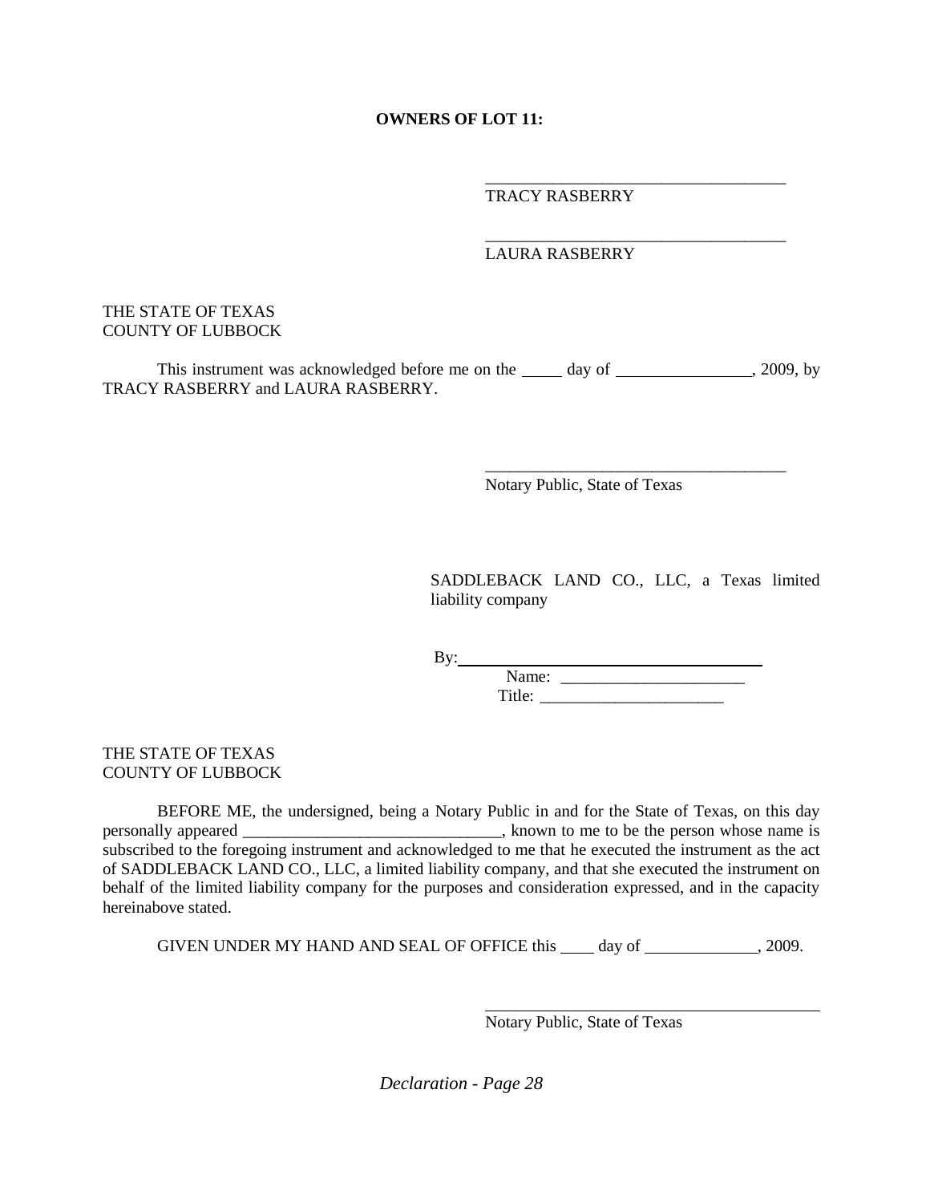**OWNERS OF LOT 11:**

_____________________________________
TRACY RASBERRY

_____________________________________
LAURA RASBERRY

THE STATE OF TEXAS
COUNTY OF LUBBOCK

This instrument was acknowledged before me on the _____ day of ________________, 2009, by TRACY RASBERRY and LAURA RASBERRY.

_____________________________________
Notary Public, State of Texas

SADDLEBACK LAND CO., LLC, a Texas limited liability company

By: _____________________________________
Name: ______________________
Title: ______________________

THE STATE OF TEXAS
COUNTY OF LUBBOCK

BEFORE ME, the undersigned, being a Notary Public in and for the State of Texas, on this day personally appeared _______________________________, known to me to be the person whose name is subscribed to the foregoing instrument and acknowledged to me that he executed the instrument as the act of SADDLEBACK LAND CO., LLC, a limited liability company, and that she executed the instrument on behalf of the limited liability company for the purposes and consideration expressed, and in the capacity hereinabove stated.

GIVEN UNDER MY HAND AND SEAL OF OFFICE this ____ day of _____________, 2009.

_________________________________________
Notary Public, State of Texas

*Declaration - Page 28*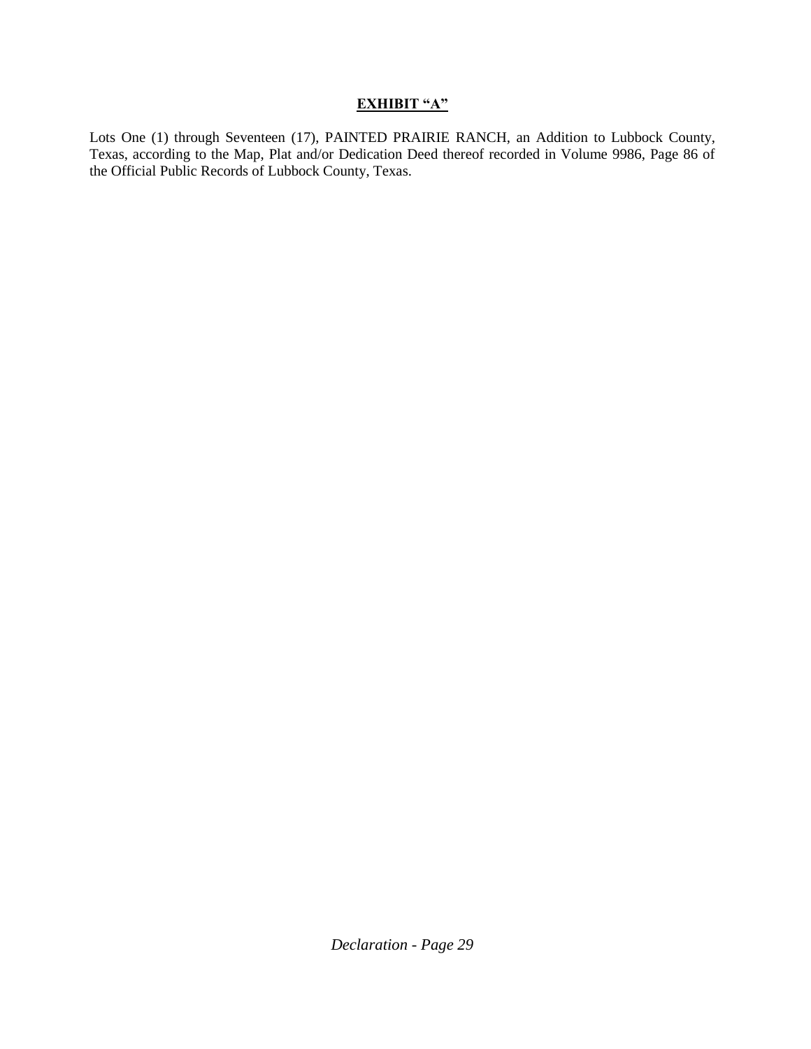**<u>EXHIBIT "A"</u>**

Lots One (1) through Seventeen (17), PAINTED PRAIRIE RANCH, an Addition to Lubbock County, Texas, according to the Map, Plat and/or Dedication Deed thereof recorded in Volume 9986, Page 86 of the Official Public Records of Lubbock County, Texas.